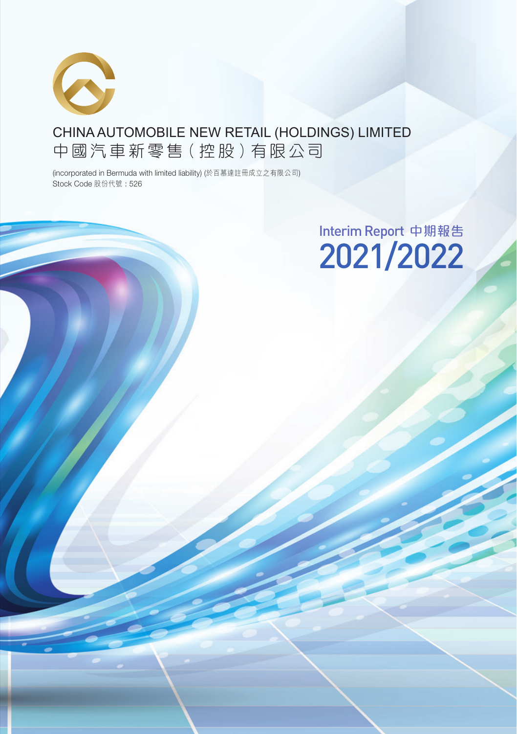# CHINA AUTOMOBILE NEW RETAIL (HOLDINGS) LIMITED
# 中國汽車新零售(控股)有限公司

(incorporated in Bermuda with limited liability) (於百慕達註冊成立之有限公司)
Stock Code 股份代號：526

## Interim Report 中期報告
## 2021/2022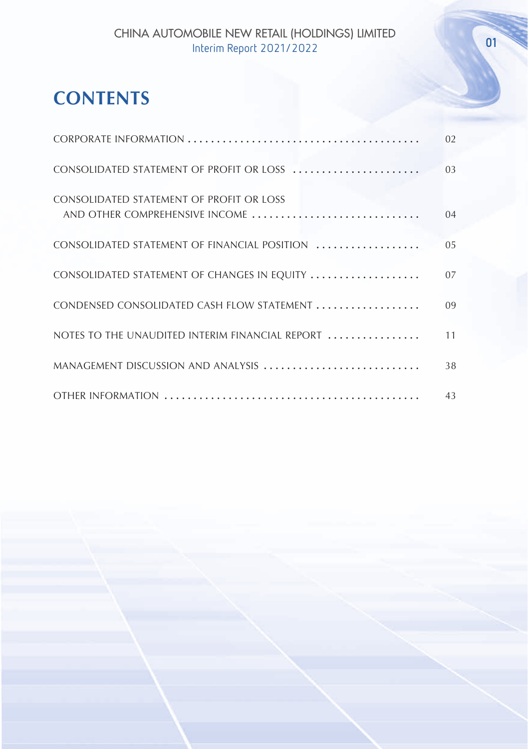# CONTENTS

| | |
|---|---|
| CORPORATE INFORMATION | 02 |
| CONSOLIDATED STATEMENT OF PROFIT OR LOSS | 03 |
| CONSOLIDATED STATEMENT OF PROFIT OR LOSS AND OTHER COMPREHENSIVE INCOME | 04 |
| CONSOLIDATED STATEMENT OF FINANCIAL POSITION | 05 |
| CONSOLIDATED STATEMENT OF CHANGES IN EQUITY | 07 |
| CONDENSED CONSOLIDATED CASH FLOW STATEMENT | 09 |
| NOTES TO THE UNAUDITED INTERIM FINANCIAL REPORT | 11 |
| MANAGEMENT DISCUSSION AND ANALYSIS | 38 |
| OTHER INFORMATION | 43 |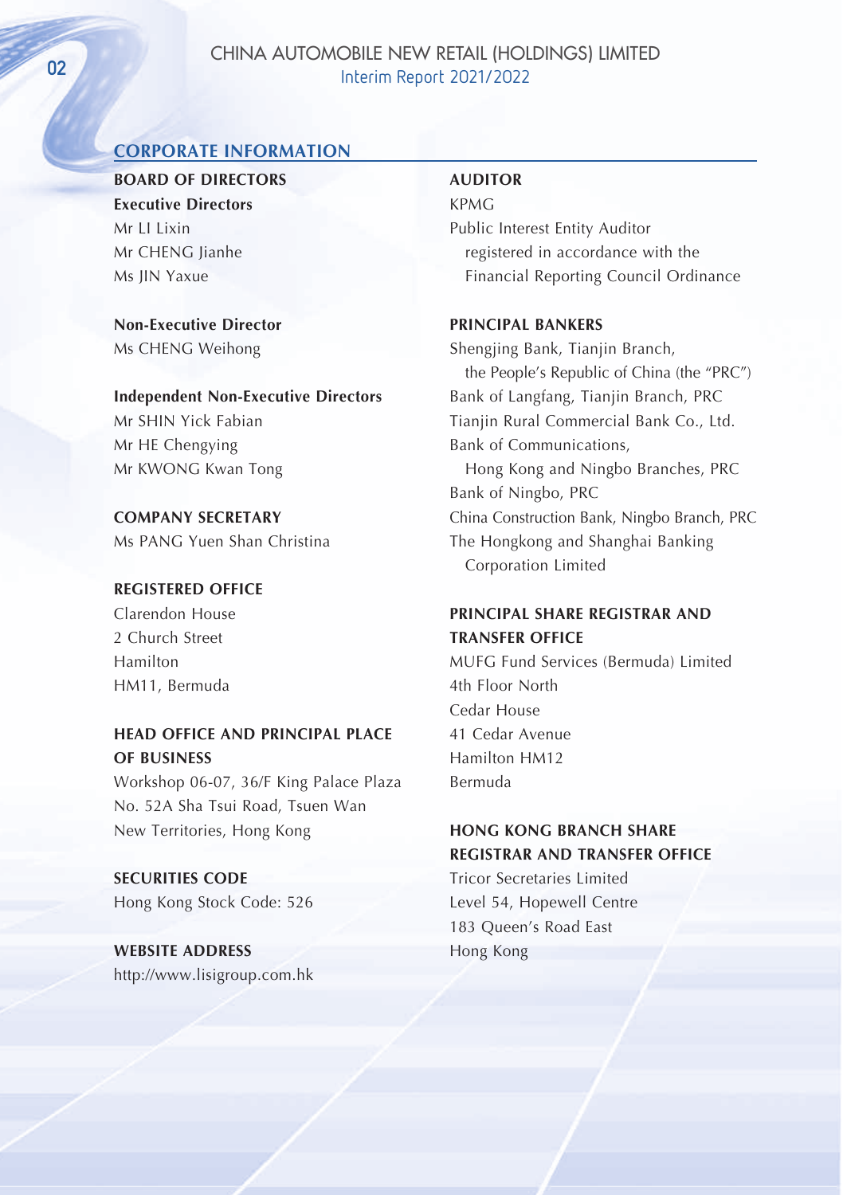## CORPORATE INFORMATION

### BOARD OF DIRECTORS

**Executive Directors**

Mr LI Lixin
Mr CHENG Jianhe
Ms JIN Yaxue

**Non-Executive Director**

Ms CHENG Weihong

**Independent Non-Executive Directors**

Mr SHIN Yick Fabian
Mr HE Chengying
Mr KWONG Kwan Tong

### COMPANY SECRETARY

Ms PANG Yuen Shan Christina

### REGISTERED OFFICE

Clarendon House
2 Church Street
Hamilton
HM11, Bermuda

### HEAD OFFICE AND PRINCIPAL PLACE OF BUSINESS

Workshop 06-07, 36/F King Palace Plaza
No. 52A Sha Tsui Road, Tsuen Wan
New Territories, Hong Kong

### SECURITIES CODE

Hong Kong Stock Code: 526

### WEBSITE ADDRESS

http://www.lisigroup.com.hk

### AUDITOR

KPMG
Public Interest Entity Auditor
registered in accordance with the
Financial Reporting Council Ordinance

### PRINCIPAL BANKERS

Shengjing Bank, Tianjin Branch,
the People's Republic of China (the "PRC")
Bank of Langfang, Tianjin Branch, PRC
Tianjin Rural Commercial Bank Co., Ltd.
Bank of Communications,
Hong Kong and Ningbo Branches, PRC
Bank of Ningbo, PRC
China Construction Bank, Ningbo Branch, PRC
The Hongkong and Shanghai Banking
Corporation Limited

### PRINCIPAL SHARE REGISTRAR AND TRANSFER OFFICE

MUFG Fund Services (Bermuda) Limited
4th Floor North
Cedar House
41 Cedar Avenue
Hamilton HM12
Bermuda

### HONG KONG BRANCH SHARE REGISTRAR AND TRANSFER OFFICE

Tricor Secretaries Limited
Level 54, Hopewell Centre
183 Queen's Road East
Hong Kong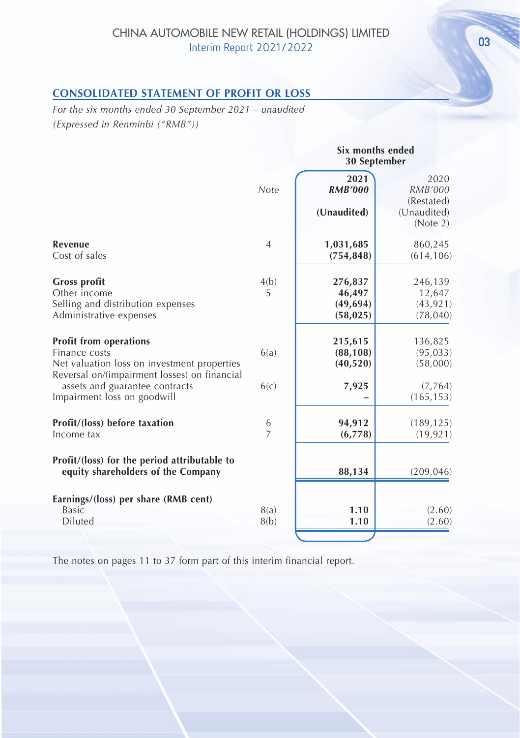## CONSOLIDATED STATEMENT OF PROFIT OR LOSS

*For the six months ended 30 September 2021 – unaudited*
*(Expressed in Renminbi ("RMB"))*

| | Note | Six months ended 30 September | |
|---|---|---|---|
| | | **2021** | 2020 |
| | | ***RMB'000*** | *RMB'000* |
| | | | (Restated) |
| | | **(Unaudited)** | (Unaudited) |
| | | | (Note 2) |
| **Revenue** | 4 | **1,031,685** | 860,245 |
| Cost of sales | | **(754,848)** | (614,106) |
| **Gross profit** | 4(b) | **276,837** | 246,139 |
| Other income | 5 | **46,497** | 12,647 |
| Selling and distribution expenses | | **(49,694)** | (43,921) |
| Administrative expenses | | **(58,025)** | (78,040) |
| **Profit from operations** | | **215,615** | 136,825 |
| Finance costs | 6(a) | **(88,108)** | (95,033) |
| Net valuation loss on investment properties | | **(40,520)** | (58,000) |
| Reversal on/(impairment losses) on financial assets and guarantee contracts | 6(c) | **7,925** | (7,764) |
| Impairment loss on goodwill | | **–** | (165,153) |
| **Profit/(loss) before taxation** | 6 | **94,912** | (189,125) |
| Income tax | 7 | **(6,778)** | (19,921) |
| **Profit/(loss) for the period attributable to equity shareholders of the Company** | | **88,134** | (209,046) |
| **Earnings/(loss) per share (RMB cent)** | | | |
| Basic | 8(a) | **1.10** | (2.60) |
| Diluted | 8(b) | **1.10** | (2.60) |

The notes on pages 11 to 37 form part of this interim financial report.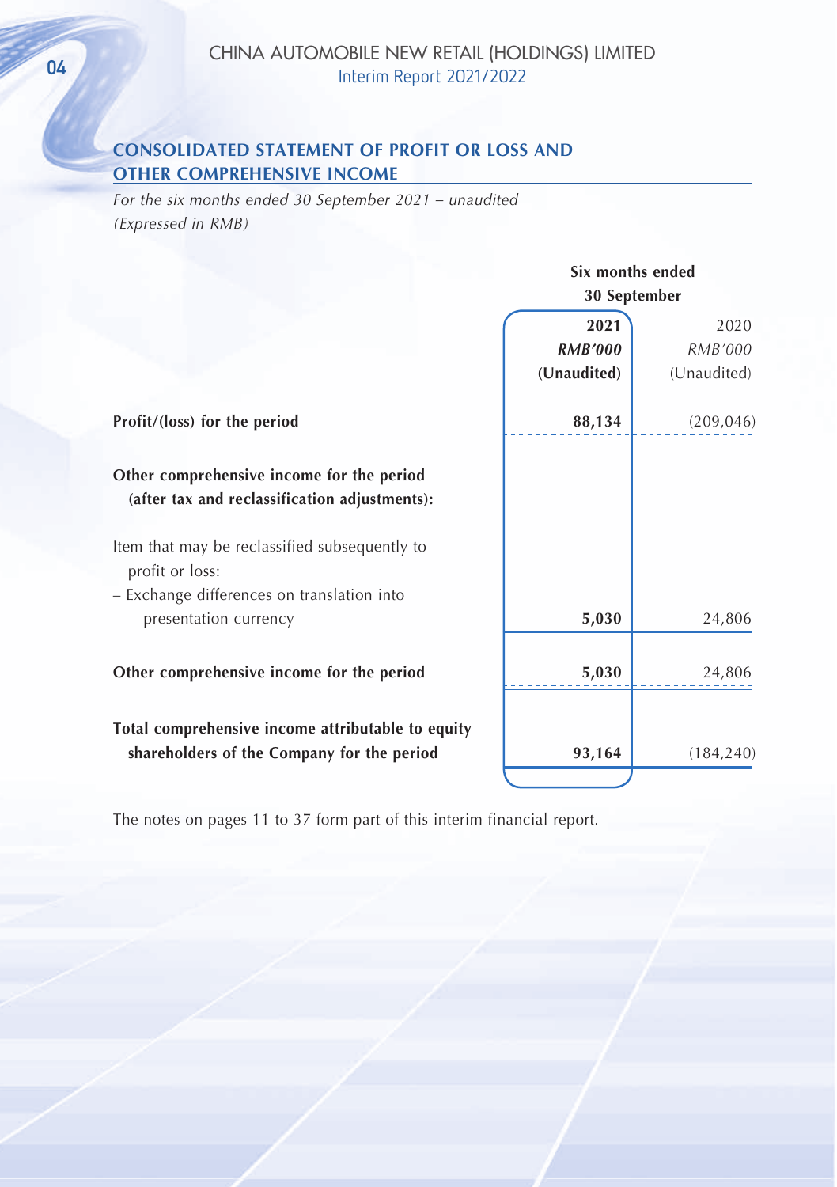## CONSOLIDATED STATEMENT OF PROFIT OR LOSS AND OTHER COMPREHENSIVE INCOME

*For the six months ended 30 September 2021 – unaudited*
*(Expressed in RMB)*

| | Six months ended 30 September | |
|---|---|---|
| | **2021** | 2020 |
| | ***RMB'000*** | *RMB'000* |
| | **(Unaudited)** | (Unaudited) |
| **Profit/(loss) for the period** | **88,134** | (209,046) |
| **Other comprehensive income for the period (after tax and reclassification adjustments):** | | |
| Item that may be reclassified subsequently to profit or loss: | | |
| – Exchange differences on translation into presentation currency | **5,030** | 24,806 |
| **Other comprehensive income for the period** | **5,030** | 24,806 |
| **Total comprehensive income attributable to equity shareholders of the Company for the period** | **93,164** | (184,240) |

The notes on pages 11 to 37 form part of this interim financial report.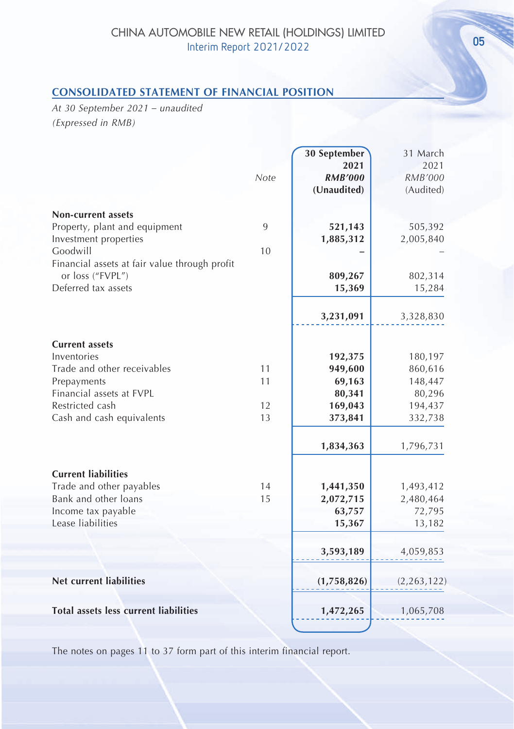## CONSOLIDATED STATEMENT OF FINANCIAL POSITION

*At 30 September 2021 – unaudited*
*(Expressed in RMB)*

| | Note | 30 September 2021 RMB'000 (Unaudited) | 31 March 2021 RMB'000 (Audited) |
|---|---|---|---|
| **Non-current assets** | | | |
| Property, plant and equipment | 9 | **521,143** | 505,392 |
| Investment properties | | **1,885,312** | 2,005,840 |
| Goodwill | 10 | **–** | – |
| Financial assets at fair value through profit or loss ("FVPL") | | **809,267** | 802,314 |
| Deferred tax assets | | **15,369** | 15,284 |
| | | **3,231,091** | 3,328,830 |
| **Current assets** | | | |
| Inventories | | **192,375** | 180,197 |
| Trade and other receivables | 11 | **949,600** | 860,616 |
| Prepayments | 11 | **69,163** | 148,447 |
| Financial assets at FVPL | | **80,341** | 80,296 |
| Restricted cash | 12 | **169,043** | 194,437 |
| Cash and cash equivalents | 13 | **373,841** | 332,738 |
| | | **1,834,363** | 1,796,731 |
| **Current liabilities** | | | |
| Trade and other payables | 14 | **1,441,350** | 1,493,412 |
| Bank and other loans | 15 | **2,072,715** | 2,480,464 |
| Income tax payable | | **63,757** | 72,795 |
| Lease liabilities | | **15,367** | 13,182 |
| | | **3,593,189** | 4,059,853 |
| **Net current liabilities** | | **(1,758,826)** | (2,263,122) |
| **Total assets less current liabilities** | | **1,472,265** | 1,065,708 |

The notes on pages 11 to 37 form part of this interim financial report.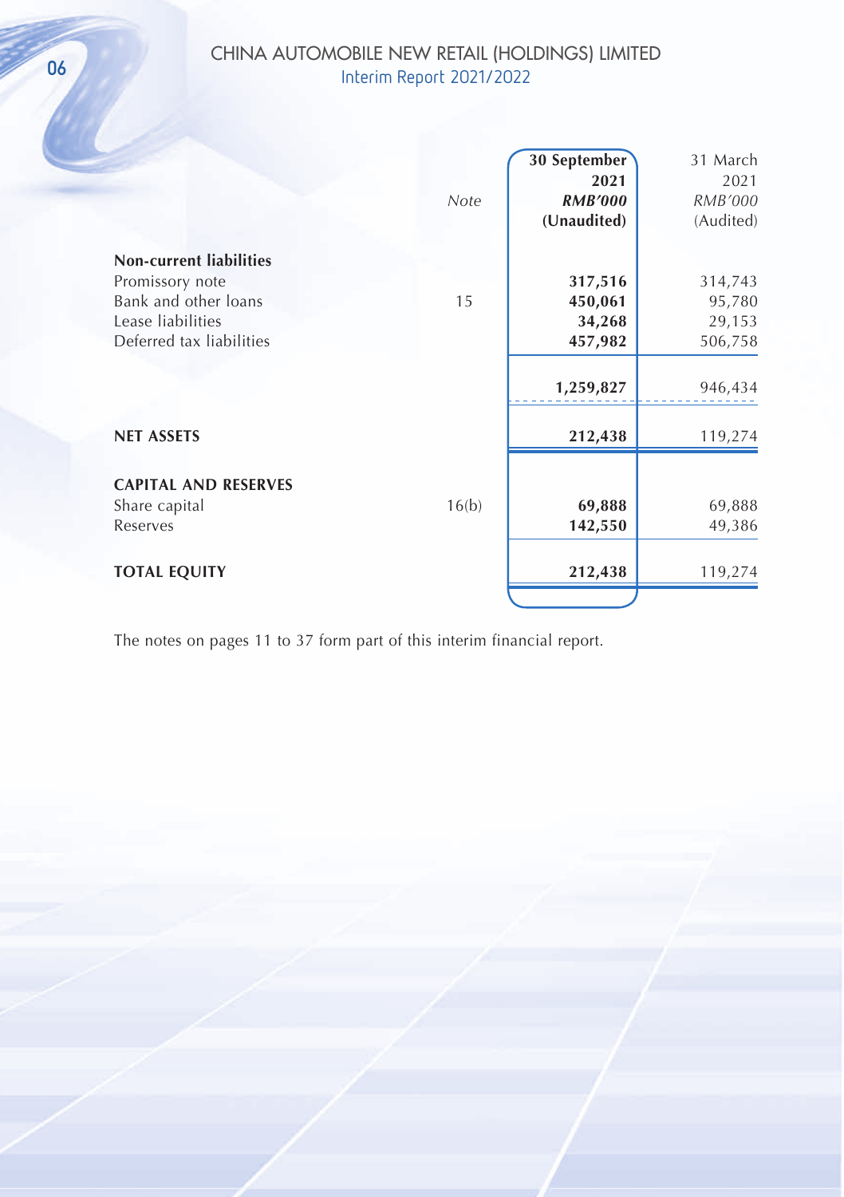| | Note | 30 September 2021 RMB'000 (Unaudited) | 31 March 2021 RMB'000 (Audited) |
|---|---|---|---|
| **Non-current liabilities** | | | |
| Promissory note | | **317,516** | 314,743 |
| Bank and other loans | 15 | **450,061** | 95,780 |
| Lease liabilities | | **34,268** | 29,153 |
| Deferred tax liabilities | | **457,982** | 506,758 |
| | | **1,259,827** | 946,434 |
| **NET ASSETS** | | **212,438** | 119,274 |
| **CAPITAL AND RESERVES** | | | |
| Share capital | 16(b) | **69,888** | 69,888 |
| Reserves | | **142,550** | 49,386 |
| **TOTAL EQUITY** | | **212,438** | 119,274 |

The notes on pages 11 to 37 form part of this interim financial report.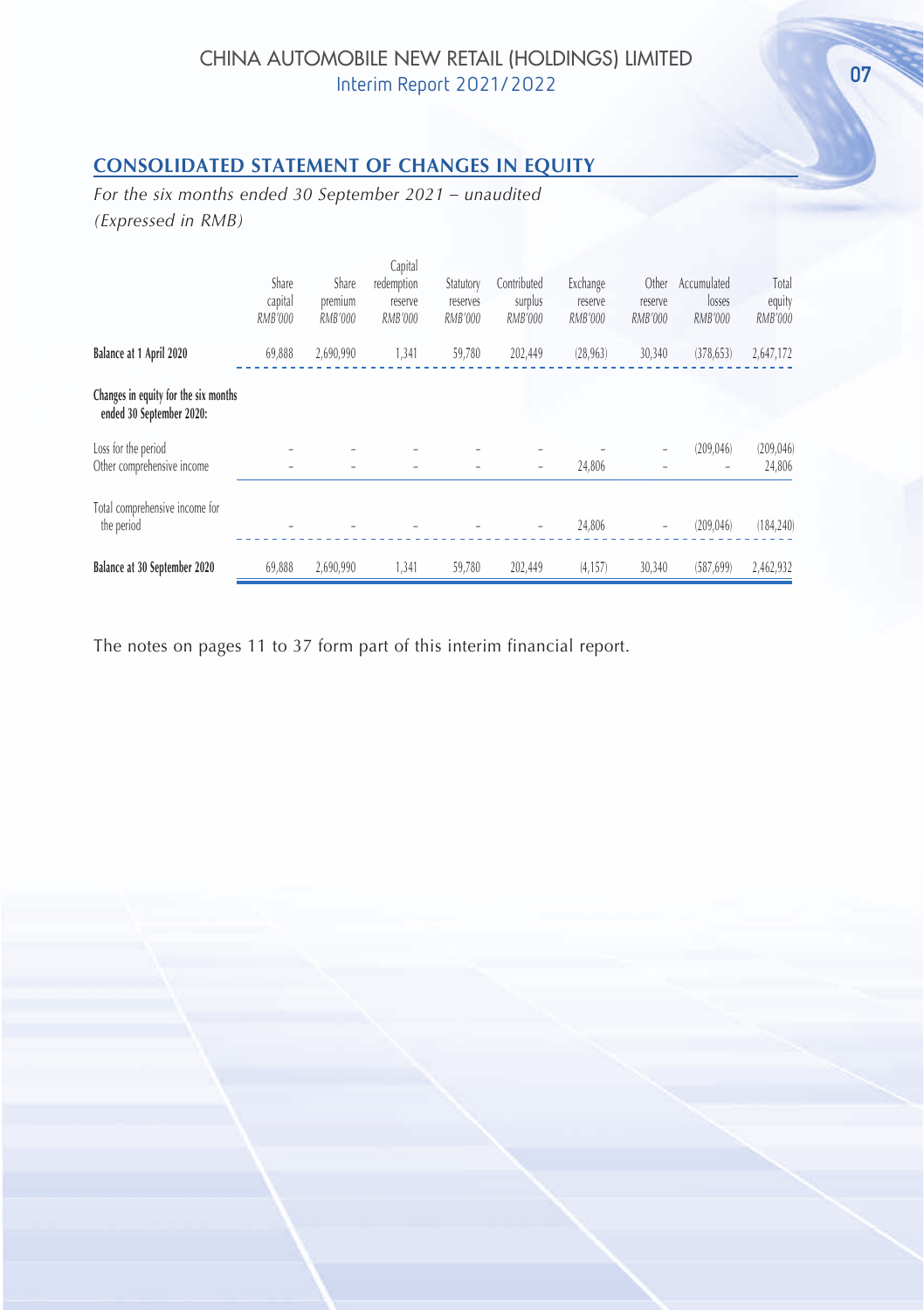## CONSOLIDATED STATEMENT OF CHANGES IN EQUITY

*For the six months ended 30 September 2021 – unaudited*
*(Expressed in RMB)*

| | Share capital | Share premium | Capital redemption reserve | Statutory reserves | Contributed surplus | Exchange reserve | Other reserve | Accumulated losses | Total equity |
|---|---|---|---|---|---|---|---|---|---|
| | *RMB'000* | *RMB'000* | *RMB'000* | *RMB'000* | *RMB'000* | *RMB'000* | *RMB'000* | *RMB'000* | *RMB'000* |
| **Balance at 1 April 2020** | 69,888 | 2,690,990 | 1,341 | 59,780 | 202,449 | (28,963) | 30,340 | (378,653) | 2,647,172 |
| **Changes in equity for the six months ended 30 September 2020:** | | | | | | | | | |
| Loss for the period | – | – | – | – | – | – | – | (209,046) | (209,046) |
| Other comprehensive income | – | – | – | – | – | 24,806 | – | – | 24,806 |
| Total comprehensive income for the period | – | – | – | – | – | 24,806 | – | (209,046) | (184,240) |
| **Balance at 30 September 2020** | 69,888 | 2,690,990 | 1,341 | 59,780 | 202,449 | (4,157) | 30,340 | (587,699) | 2,462,932 |

The notes on pages 11 to 37 form part of this interim financial report.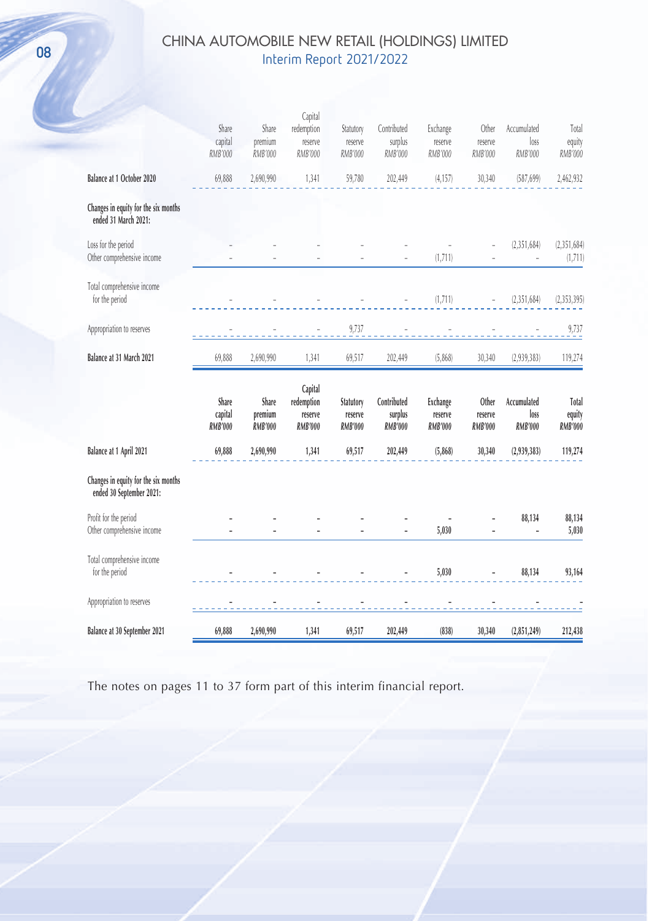| | Share capital | Share premium | Capital redemption reserve | Statutory reserve | Contributed surplus | Exchange reserve | Other reserve | Accumulated loss | Total equity |
|---|---|---|---|---|---|---|---|---|---|
| | *RMB'000* | *RMB'000* | *RMB'000* | *RMB'000* | *RMB'000* | *RMB'000* | *RMB'000* | *RMB'000* | *RMB'000* |
| **Balance at 1 October 2020** | 69,888 | 2,690,990 | 1,341 | 59,780 | 202,449 | (4,157) | 30,340 | (587,699) | 2,462,932 |
| **Changes in equity for the six months ended 31 March 2021:** | | | | | | | | | |
| Loss for the period | – | – | – | – | – | – | – | (2,351,684) | (2,351,684) |
| Other comprehensive income | – | – | – | – | – | (1,711) | – | – | (1,711) |
| Total comprehensive income for the period | – | – | – | – | – | (1,711) | – | (2,351,684) | (2,353,395) |
| Appropriation to reserves | – | – | – | 9,737 | – | – | – | – | 9,737 |
| **Balance at 31 March 2021** | 69,888 | 2,690,990 | 1,341 | 69,517 | 202,449 | (5,868) | 30,340 | (2,939,383) | 119,274 |

| | **Share capital** | **Share premium** | **Capital redemption reserve** | **Statutory reserve** | **Contributed surplus** | **Exchange reserve** | **Other reserve** | **Accumulated loss** | **Total equity** |
|---|---|---|---|---|---|---|---|---|---|
| | ***RMB'000*** | ***RMB'000*** | ***RMB'000*** | ***RMB'000*** | ***RMB'000*** | ***RMB'000*** | ***RMB'000*** | ***RMB'000*** | ***RMB'000*** |
| **Balance at 1 April 2021** | **69,888** | **2,690,990** | **1,341** | **69,517** | **202,449** | **(5,868)** | **30,340** | **(2,939,383)** | **119,274** |
| **Changes in equity for the six months ended 30 September 2021:** | | | | | | | | | |
| Profit for the period | **–** | **–** | **–** | **–** | **–** | **–** | **–** | **88,134** | **88,134** |
| Other comprehensive income | **–** | **–** | **–** | **–** | **–** | **5,030** | **–** | **–** | **5,030** |
| Total comprehensive income for the period | **–** | **–** | **–** | **–** | **–** | **5,030** | **–** | **88,134** | **93,164** |
| Appropriation to reserves | **–** | **–** | **–** | **–** | **–** | **–** | **–** | **–** | **–** |
| **Balance at 30 September 2021** | **69,888** | **2,690,990** | **1,341** | **69,517** | **202,449** | **(838)** | **30,340** | **(2,851,249)** | **212,438** |

The notes on pages 11 to 37 form part of this interim financial report.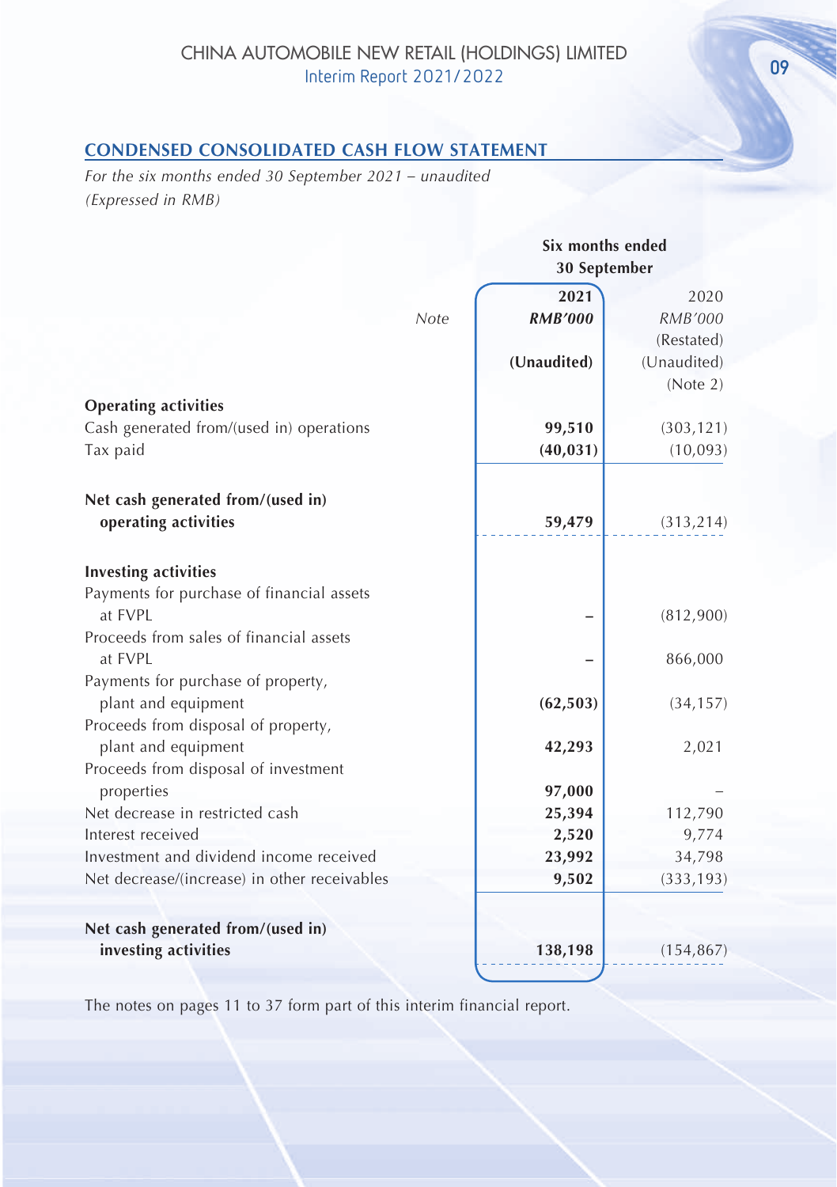## CONDENSED CONSOLIDATED CASH FLOW STATEMENT

*For the six months ended 30 September 2021 – unaudited*
*(Expressed in RMB)*

| | Note | Six months ended 30 September | |
|---|---|---|---|
| | | **2021** | 2020 |
| | | ***RMB'000*** | *RMB'000* |
| | | | (Restated) |
| | | **(Unaudited)** | (Unaudited) |
| | | | (Note 2) |
| **Operating activities** | | | |
| Cash generated from/(used in) operations | | **99,510** | (303,121) |
| Tax paid | | **(40,031)** | (10,093) |
| **Net cash generated from/(used in) operating activities** | | **59,479** | (313,214) |
| **Investing activities** | | | |
| Payments for purchase of financial assets at FVPL | | **–** | (812,900) |
| Proceeds from sales of financial assets at FVPL | | **–** | 866,000 |
| Payments for purchase of property, plant and equipment | | **(62,503)** | (34,157) |
| Proceeds from disposal of property, plant and equipment | | **42,293** | 2,021 |
| Proceeds from disposal of investment properties | | **97,000** | – |
| Net decrease in restricted cash | | **25,394** | 112,790 |
| Interest received | | **2,520** | 9,774 |
| Investment and dividend income received | | **23,992** | 34,798 |
| Net decrease/(increase) in other receivables | | **9,502** | (333,193) |
| **Net cash generated from/(used in) investing activities** | | **138,198** | (154,867) |

The notes on pages 11 to 37 form part of this interim financial report.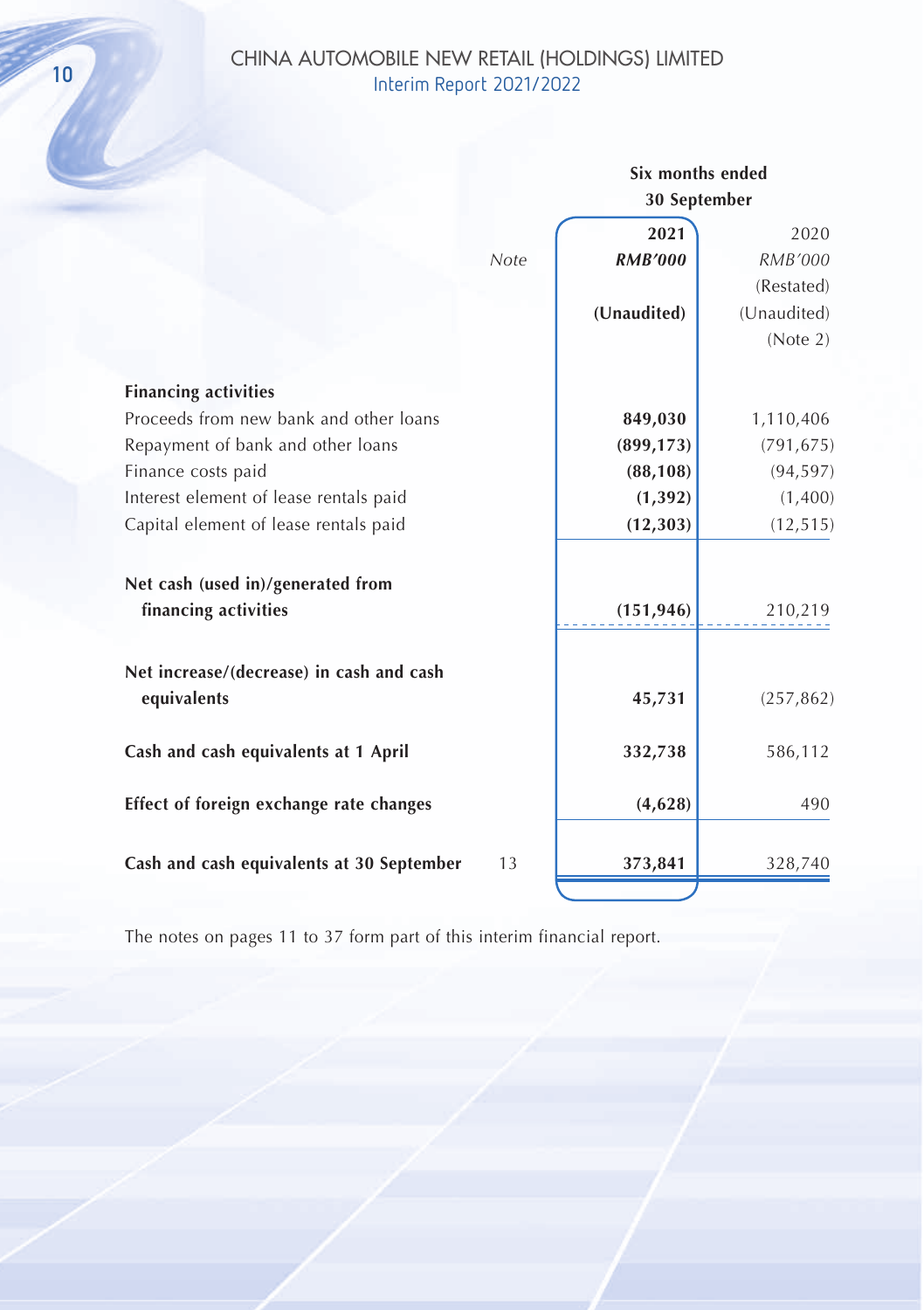| | Note | Six months ended 30 September 2021 RMB'000 (Unaudited) | Six months ended 30 September 2020 RMB'000 (Restated) (Unaudited) (Note 2) |
|---|---|---|---|
| **Financing activities** | | | |
| Proceeds from new bank and other loans | | **849,030** | 1,110,406 |
| Repayment of bank and other loans | | **(899,173)** | (791,675) |
| Finance costs paid | | **(88,108)** | (94,597) |
| Interest element of lease rentals paid | | **(1,392)** | (1,400) |
| Capital element of lease rentals paid | | **(12,303)** | (12,515) |
| **Net cash (used in)/generated from financing activities** | | **(151,946)** | 210,219 |
| **Net increase/(decrease) in cash and cash equivalents** | | **45,731** | (257,862) |
| **Cash and cash equivalents at 1 April** | | **332,738** | 586,112 |
| **Effect of foreign exchange rate changes** | | **(4,628)** | 490 |
| **Cash and cash equivalents at 30 September** | 13 | **373,841** | 328,740 |

The notes on pages 11 to 37 form part of this interim financial report.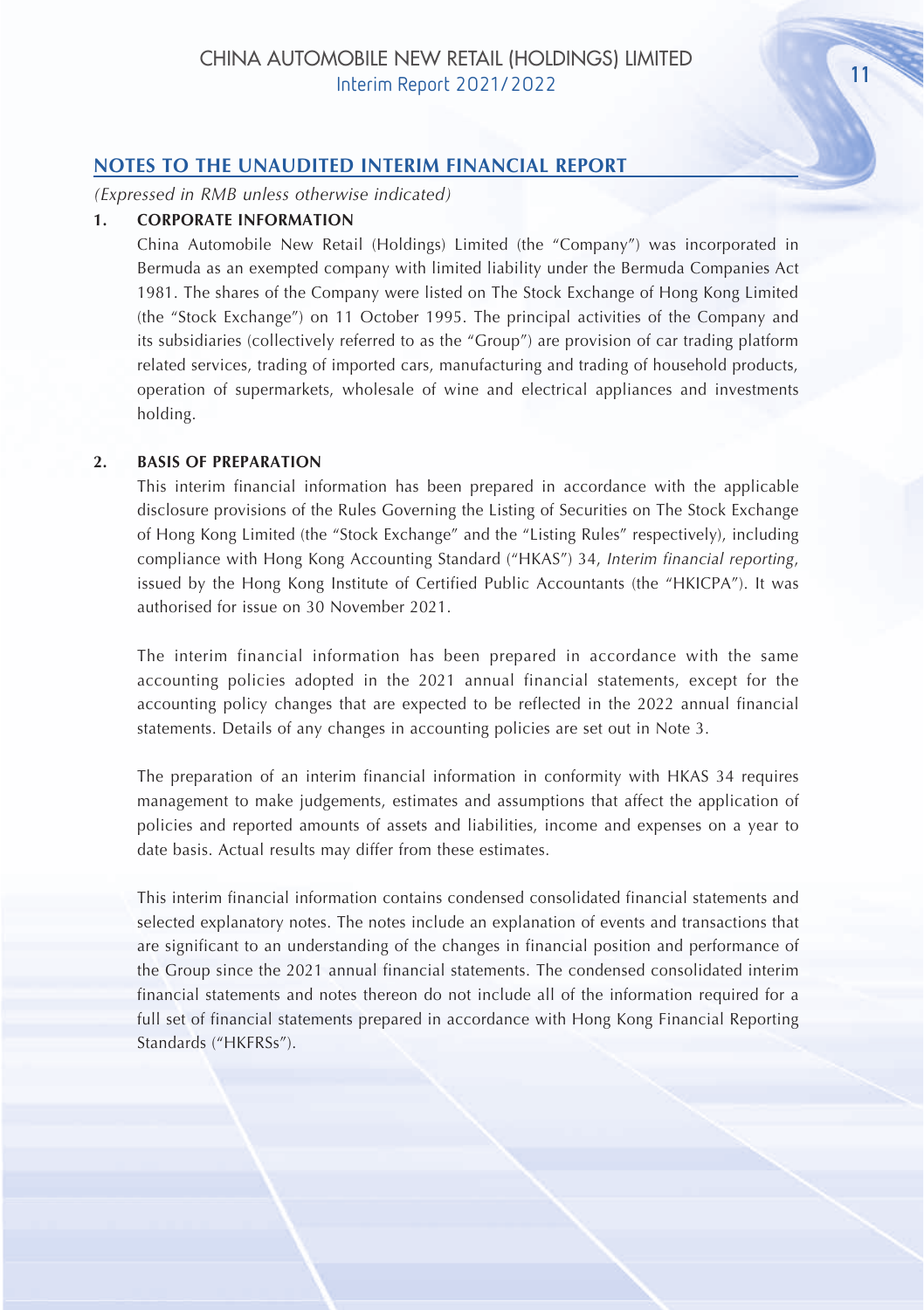## NOTES TO THE UNAUDITED INTERIM FINANCIAL REPORT

*(Expressed in RMB unless otherwise indicated)*

### 1. CORPORATE INFORMATION

China Automobile New Retail (Holdings) Limited (the "Company") was incorporated in Bermuda as an exempted company with limited liability under the Bermuda Companies Act 1981. The shares of the Company were listed on The Stock Exchange of Hong Kong Limited (the "Stock Exchange") on 11 October 1995. The principal activities of the Company and its subsidiaries (collectively referred to as the "Group") are provision of car trading platform related services, trading of imported cars, manufacturing and trading of household products, operation of supermarkets, wholesale of wine and electrical appliances and investments holding.

### 2. BASIS OF PREPARATION

This interim financial information has been prepared in accordance with the applicable disclosure provisions of the Rules Governing the Listing of Securities on The Stock Exchange of Hong Kong Limited (the "Stock Exchange" and the "Listing Rules" respectively), including compliance with Hong Kong Accounting Standard ("HKAS") 34, *Interim financial reporting*, issued by the Hong Kong Institute of Certified Public Accountants (the "HKICPA"). It was authorised for issue on 30 November 2021.

The interim financial information has been prepared in accordance with the same accounting policies adopted in the 2021 annual financial statements, except for the accounting policy changes that are expected to be reflected in the 2022 annual financial statements. Details of any changes in accounting policies are set out in Note 3.

The preparation of an interim financial information in conformity with HKAS 34 requires management to make judgements, estimates and assumptions that affect the application of policies and reported amounts of assets and liabilities, income and expenses on a year to date basis. Actual results may differ from these estimates.

This interim financial information contains condensed consolidated financial statements and selected explanatory notes. The notes include an explanation of events and transactions that are significant to an understanding of the changes in financial position and performance of the Group since the 2021 annual financial statements. The condensed consolidated interim financial statements and notes thereon do not include all of the information required for a full set of financial statements prepared in accordance with Hong Kong Financial Reporting Standards ("HKFRSs").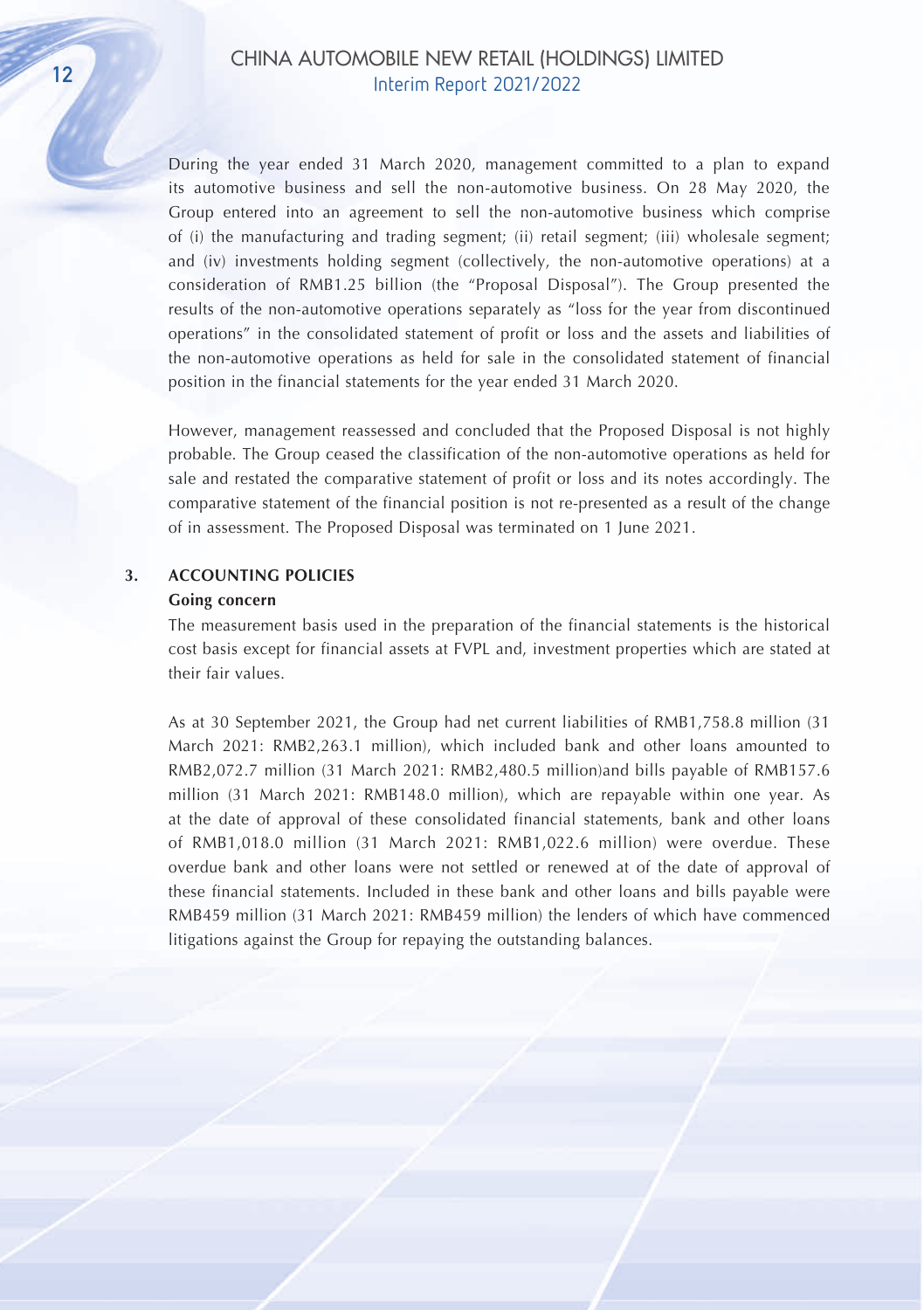During the year ended 31 March 2020, management committed to a plan to expand its automotive business and sell the non-automotive business. On 28 May 2020, the Group entered into an agreement to sell the non-automotive business which comprise of (i) the manufacturing and trading segment; (ii) retail segment; (iii) wholesale segment; and (iv) investments holding segment (collectively, the non-automotive operations) at a consideration of RMB1.25 billion (the "Proposal Disposal"). The Group presented the results of the non-automotive operations separately as "loss for the year from discontinued operations" in the consolidated statement of profit or loss and the assets and liabilities of the non-automotive operations as held for sale in the consolidated statement of financial position in the financial statements for the year ended 31 March 2020.

However, management reassessed and concluded that the Proposed Disposal is not highly probable. The Group ceased the classification of the non-automotive operations as held for sale and restated the comparative statement of profit or loss and its notes accordingly. The comparative statement of the financial position is not re-presented as a result of the change of in assessment. The Proposed Disposal was terminated on 1 June 2021.

## 3. ACCOUNTING POLICIES

**Going concern**

The measurement basis used in the preparation of the financial statements is the historical cost basis except for financial assets at FVPL and, investment properties which are stated at their fair values.

As at 30 September 2021, the Group had net current liabilities of RMB1,758.8 million (31 March 2021: RMB2,263.1 million), which included bank and other loans amounted to RMB2,072.7 million (31 March 2021: RMB2,480.5 million)and bills payable of RMB157.6 million (31 March 2021: RMB148.0 million), which are repayable within one year. As at the date of approval of these consolidated financial statements, bank and other loans of RMB1,018.0 million (31 March 2021: RMB1,022.6 million) were overdue. These overdue bank and other loans were not settled or renewed at of the date of approval of these financial statements. Included in these bank and other loans and bills payable were RMB459 million (31 March 2021: RMB459 million) the lenders of which have commenced litigations against the Group for repaying the outstanding balances.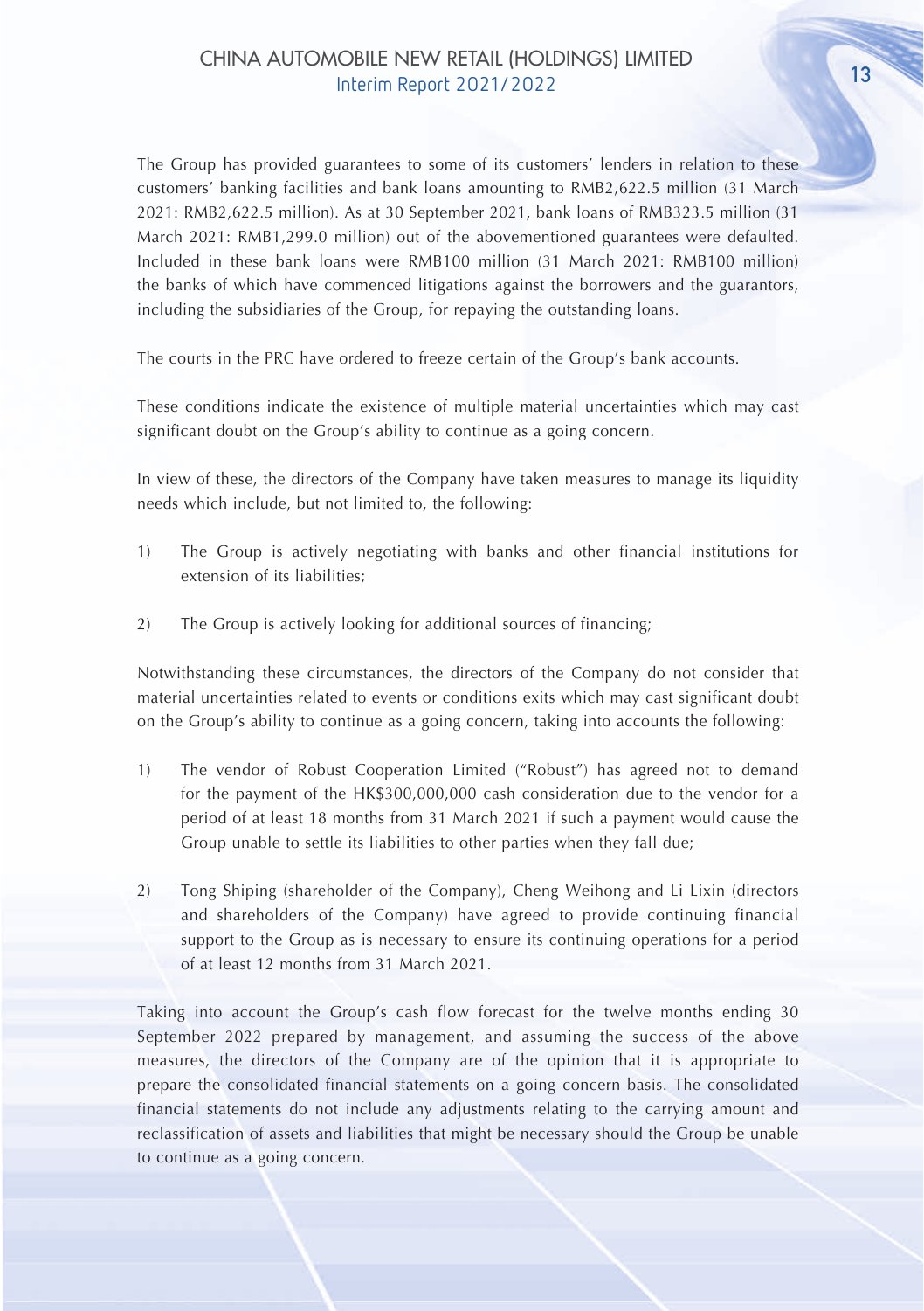The Group has provided guarantees to some of its customers' lenders in relation to these customers' banking facilities and bank loans amounting to RMB2,622.5 million (31 March 2021: RMB2,622.5 million). As at 30 September 2021, bank loans of RMB323.5 million (31 March 2021: RMB1,299.0 million) out of the abovementioned guarantees were defaulted. Included in these bank loans were RMB100 million (31 March 2021: RMB100 million) the banks of which have commenced litigations against the borrowers and the guarantors, including the subsidiaries of the Group, for repaying the outstanding loans.

The courts in the PRC have ordered to freeze certain of the Group's bank accounts.

These conditions indicate the existence of multiple material uncertainties which may cast significant doubt on the Group's ability to continue as a going concern.

In view of these, the directors of the Company have taken measures to manage its liquidity needs which include, but not limited to, the following:

1) The Group is actively negotiating with banks and other financial institutions for extension of its liabilities;

2) The Group is actively looking for additional sources of financing;

Notwithstanding these circumstances, the directors of the Company do not consider that material uncertainties related to events or conditions exits which may cast significant doubt on the Group's ability to continue as a going concern, taking into accounts the following:

1) The vendor of Robust Cooperation Limited ("Robust") has agreed not to demand for the payment of the HK$300,000,000 cash consideration due to the vendor for a period of at least 18 months from 31 March 2021 if such a payment would cause the Group unable to settle its liabilities to other parties when they fall due;

2) Tong Shiping (shareholder of the Company), Cheng Weihong and Li Lixin (directors and shareholders of the Company) have agreed to provide continuing financial support to the Group as is necessary to ensure its continuing operations for a period of at least 12 months from 31 March 2021.

Taking into account the Group's cash flow forecast for the twelve months ending 30 September 2022 prepared by management, and assuming the success of the above measures, the directors of the Company are of the opinion that it is appropriate to prepare the consolidated financial statements on a going concern basis. The consolidated financial statements do not include any adjustments relating to the carrying amount and reclassification of assets and liabilities that might be necessary should the Group be unable to continue as a going concern.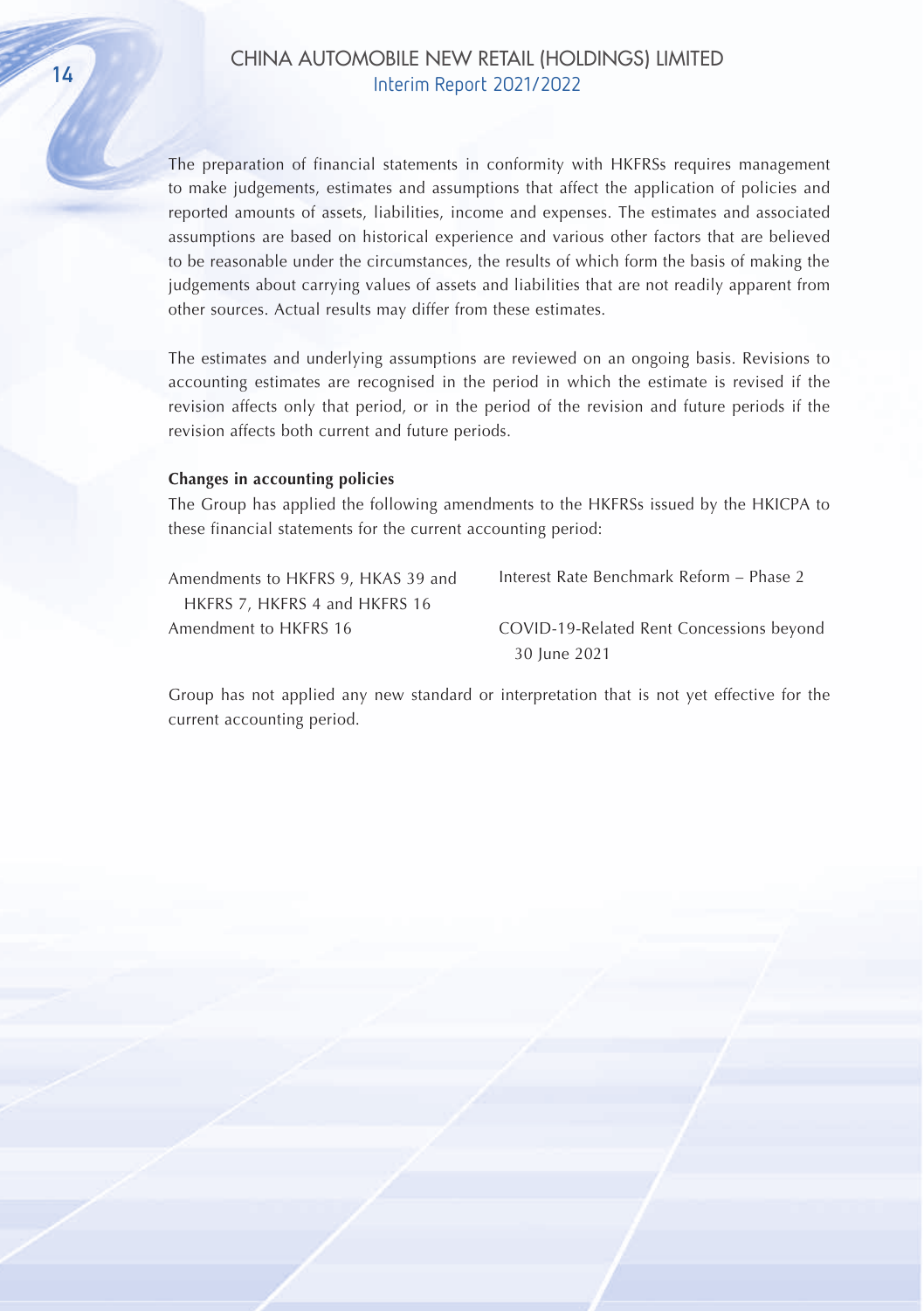The preparation of financial statements in conformity with HKFRSs requires management to make judgements, estimates and assumptions that affect the application of policies and reported amounts of assets, liabilities, income and expenses. The estimates and associated assumptions are based on historical experience and various other factors that are believed to be reasonable under the circumstances, the results of which form the basis of making the judgements about carrying values of assets and liabilities that are not readily apparent from other sources. Actual results may differ from these estimates.

The estimates and underlying assumptions are reviewed on an ongoing basis. Revisions to accounting estimates are recognised in the period in which the estimate is revised if the revision affects only that period, or in the period of the revision and future periods if the revision affects both current and future periods.

**Changes in accounting policies**

The Group has applied the following amendments to the HKFRSs issued by the HKICPA to these financial statements for the current accounting period:

| | |
|---|---|
| Amendments to HKFRS 9, HKAS 39 and HKFRS 7, HKFRS 4 and HKFRS 16 | Interest Rate Benchmark Reform – Phase 2 |
| Amendment to HKFRS 16 | COVID-19-Related Rent Concessions beyond 30 June 2021 |

Group has not applied any new standard or interpretation that is not yet effective for the current accounting period.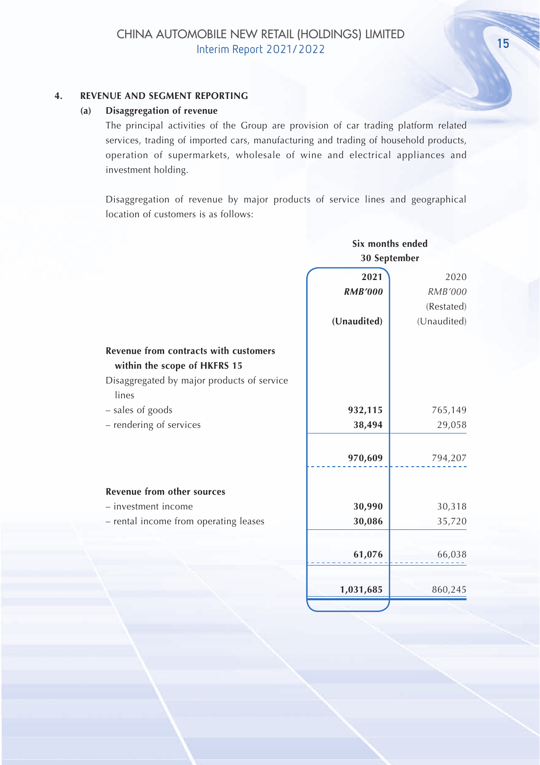## 4. REVENUE AND SEGMENT REPORTING

### (a) Disaggregation of revenue

The principal activities of the Group are provision of car trading platform related services, trading of imported cars, manufacturing and trading of household products, operation of supermarkets, wholesale of wine and electrical appliances and investment holding.

Disaggregation of revenue by major products of service lines and geographical location of customers is as follows:

| | Six months ended 30 September | |
|---|---|---|
| | **2021** | 2020 |
| | ***RMB'000*** | *RMB'000* |
| | | (Restated) |
| | **(Unaudited)** | (Unaudited) |
| **Revenue from contracts with customers within the scope of HKFRS 15** | | |
| Disaggregated by major products of service lines | | |
| – sales of goods | **932,115** | 765,149 |
| – rendering of services | **38,494** | 29,058 |
| | **970,609** | 794,207 |
| **Revenue from other sources** | | |
| – investment income | **30,990** | 30,318 |
| – rental income from operating leases | **30,086** | 35,720 |
| | **61,076** | 66,038 |
| | **1,031,685** | 860,245 |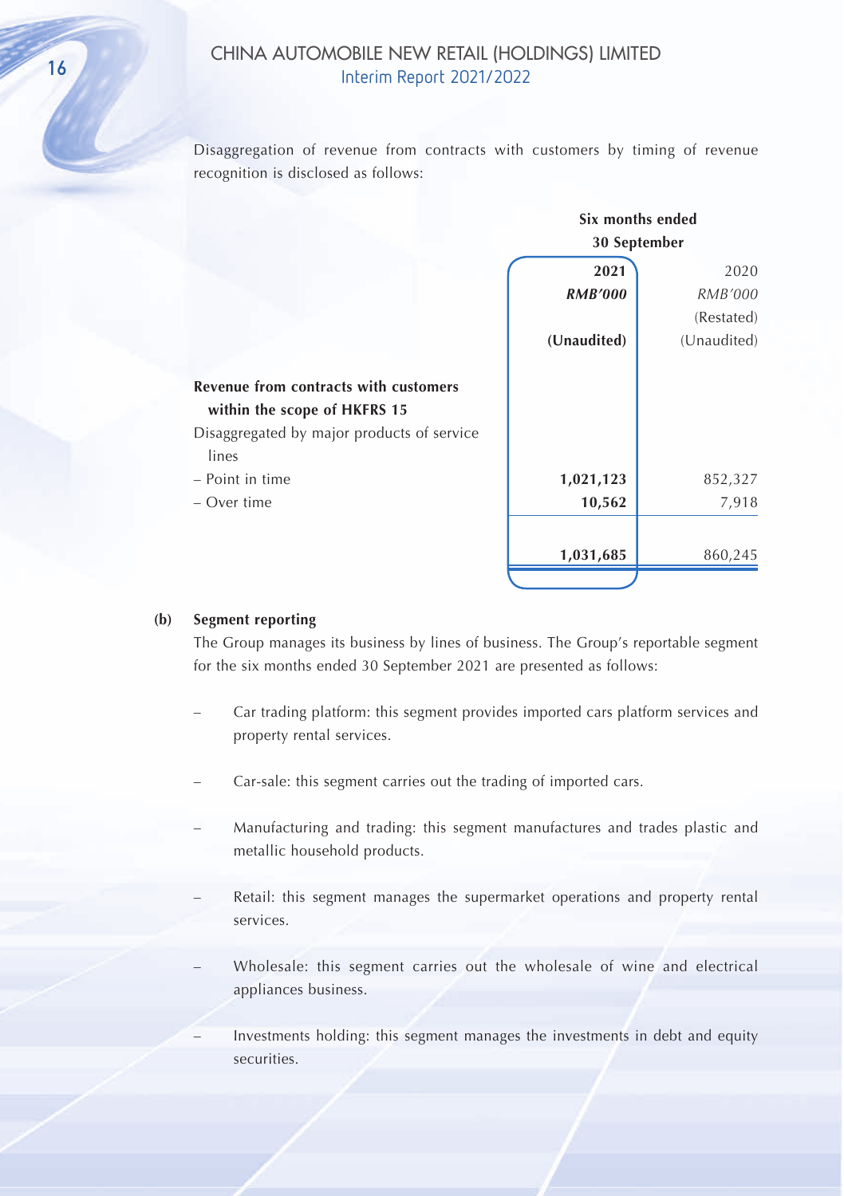Disaggregation of revenue from contracts with customers by timing of revenue recognition is disclosed as follows:

| | Six months ended 30 September | |
|---|---|---|
| | **2021** | 2020 |
| | ***RMB'000*** | *RMB'000* |
| | | (Restated) |
| | **(Unaudited)** | (Unaudited) |
| **Revenue from contracts with customers within the scope of HKFRS 15** | | |
| Disaggregated by major products of service lines | | |
| – Point in time | **1,021,123** | 852,327 |
| – Over time | **10,562** | 7,918 |
| | **1,031,685** | 860,245 |

**(b) Segment reporting**

The Group manages its business by lines of business. The Group's reportable segment for the six months ended 30 September 2021 are presented as follows:

- Car trading platform: this segment provides imported cars platform services and property rental services.
- Car-sale: this segment carries out the trading of imported cars.
- Manufacturing and trading: this segment manufactures and trades plastic and metallic household products.
- Retail: this segment manages the supermarket operations and property rental services.
- Wholesale: this segment carries out the wholesale of wine and electrical appliances business.
- Investments holding: this segment manages the investments in debt and equity securities.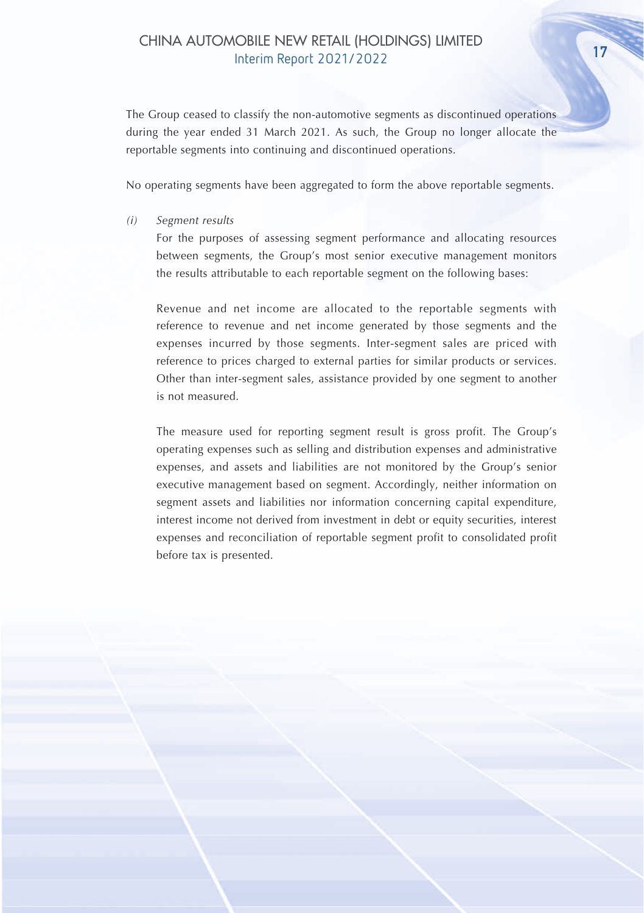The Group ceased to classify the non-automotive segments as discontinued operations during the year ended 31 March 2021. As such, the Group no longer allocate the reportable segments into continuing and discontinued operations.

No operating segments have been aggregated to form the above reportable segments.

*(i) Segment results*

For the purposes of assessing segment performance and allocating resources between segments, the Group's most senior executive management monitors the results attributable to each reportable segment on the following bases:

Revenue and net income are allocated to the reportable segments with reference to revenue and net income generated by those segments and the expenses incurred by those segments. Inter-segment sales are priced with reference to prices charged to external parties for similar products or services. Other than inter-segment sales, assistance provided by one segment to another is not measured.

The measure used for reporting segment result is gross profit. The Group's operating expenses such as selling and distribution expenses and administrative expenses, and assets and liabilities are not monitored by the Group's senior executive management based on segment. Accordingly, neither information on segment assets and liabilities nor information concerning capital expenditure, interest income not derived from investment in debt or equity securities, interest expenses and reconciliation of reportable segment profit to consolidated profit before tax is presented.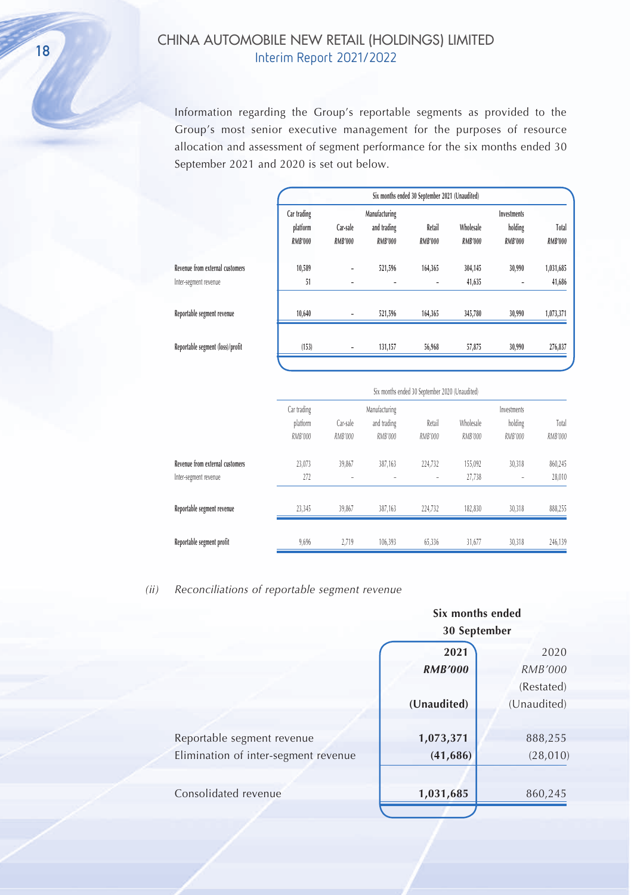Information regarding the Group's reportable segments as provided to the Group's most senior executive management for the purposes of resource allocation and assessment of segment performance for the six months ended 30 September 2021 and 2020 is set out below.

| | Six months ended 30 September 2021 (Unaudited) | | | | | | |
|---|---|---|---|---|---|---|---|
| | Car trading platform | Car-sale | Manufacturing and trading | Retail | Wholesale | Investments holding | Total |
| | *RMB'000* | *RMB'000* | *RMB'000* | *RMB'000* | *RMB'000* | *RMB'000* | *RMB'000* |
| Revenue from external customers | 10,589 | – | 521,596 | 164,365 | 304,145 | 30,990 | 1,031,685 |
| Inter-segment revenue | 51 | – | – | – | 41,635 | – | 41,686 |
| Reportable segment revenue | 10,640 | – | 521,596 | 164,365 | 345,780 | 30,990 | 1,073,371 |
| Reportable segment (loss)/profit | (153) | – | 131,157 | 56,968 | 57,875 | 30,990 | 276,837 |

| | Six months ended 30 September 2020 (Unaudited) | | | | | | |
|---|---|---|---|---|---|---|---|
| | Car trading platform | Car-sale | Manufacturing and trading | Retail | Wholesale | Investments holding | Total |
| | *RMB'000* | *RMB'000* | *RMB'000* | *RMB'000* | *RMB'000* | *RMB'000* | *RMB'000* |
| Revenue from external customers | 23,073 | 39,867 | 387,163 | 224,732 | 155,092 | 30,318 | 860,245 |
| Inter-segment revenue | 272 | – | – | – | 27,738 | – | 28,010 |
| Reportable segment revenue | 23,345 | 39,867 | 387,163 | 224,732 | 182,830 | 30,318 | 888,255 |
| Reportable segment profit | 9,696 | 2,719 | 106,393 | 65,336 | 31,677 | 30,318 | 246,139 |

*(ii) Reconciliations of reportable segment revenue*

| | Six months ended 30 September | |
|---|---|---|
| | **2021** | 2020 |
| | ***RMB'000*** | *RMB'000* |
| | | (Restated) |
| | **(Unaudited)** | (Unaudited) |
| Reportable segment revenue | **1,073,371** | 888,255 |
| Elimination of inter-segment revenue | **(41,686)** | (28,010) |
| Consolidated revenue | **1,031,685** | 860,245 |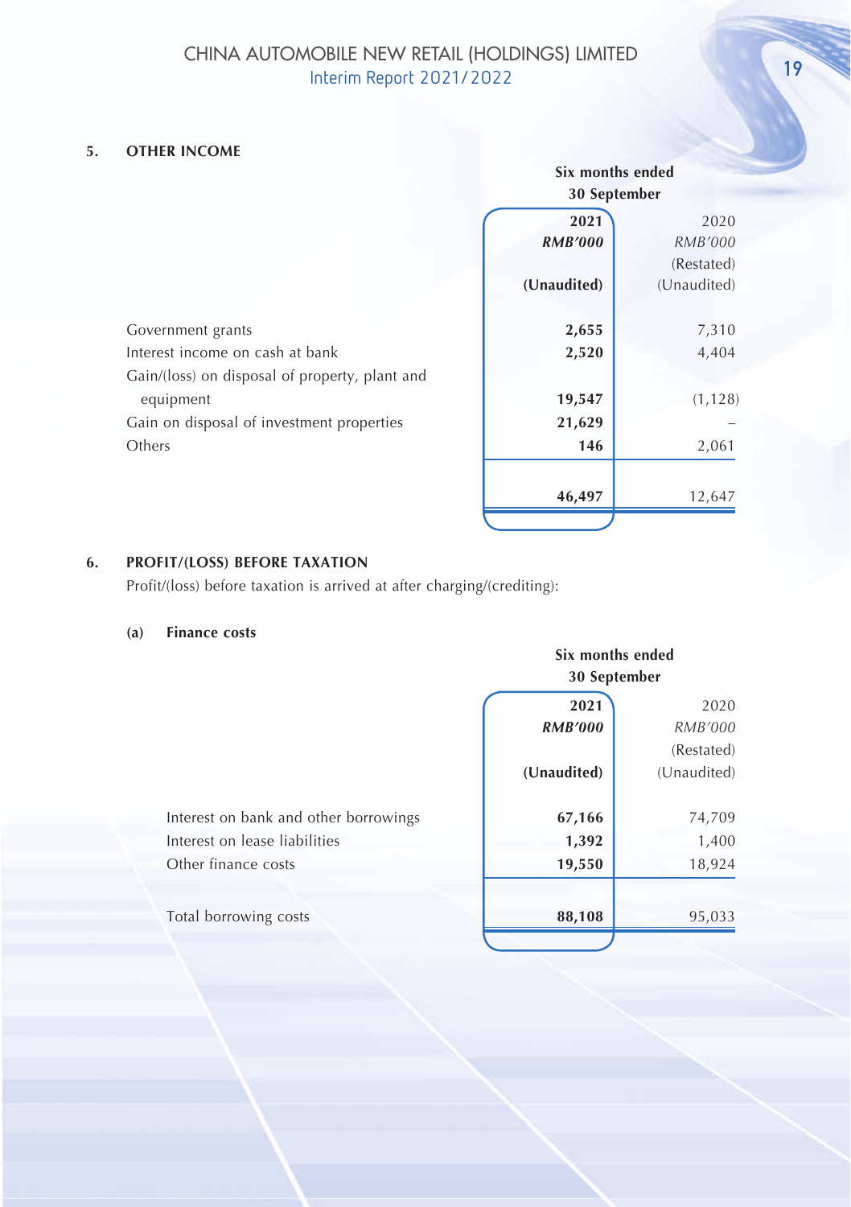## 5. OTHER INCOME

| | Six months ended 30 September | |
|---|---|---|
| | **2021** | 2020 |
| | ***RMB'000*** | *RMB'000* |
| | | (Restated) |
| | **(Unaudited)** | (Unaudited) |
| Government grants | **2,655** | 7,310 |
| Interest income on cash at bank | **2,520** | 4,404 |
| Gain/(loss) on disposal of property, plant and equipment | **19,547** | (1,128) |
| Gain on disposal of investment properties | **21,629** | – |
| Others | **146** | 2,061 |
| | **46,497** | 12,647 |

## 6. PROFIT/(LOSS) BEFORE TAXATION

Profit/(loss) before taxation is arrived at after charging/(crediting):

### (a) Finance costs

| | Six months ended 30 September | |
|---|---|---|
| | **2021** | 2020 |
| | ***RMB'000*** | *RMB'000* |
| | | (Restated) |
| | **(Unaudited)** | (Unaudited) |
| Interest on bank and other borrowings | **67,166** | 74,709 |
| Interest on lease liabilities | **1,392** | 1,400 |
| Other finance costs | **19,550** | 18,924 |
| Total borrowing costs | **88,108** | 95,033 |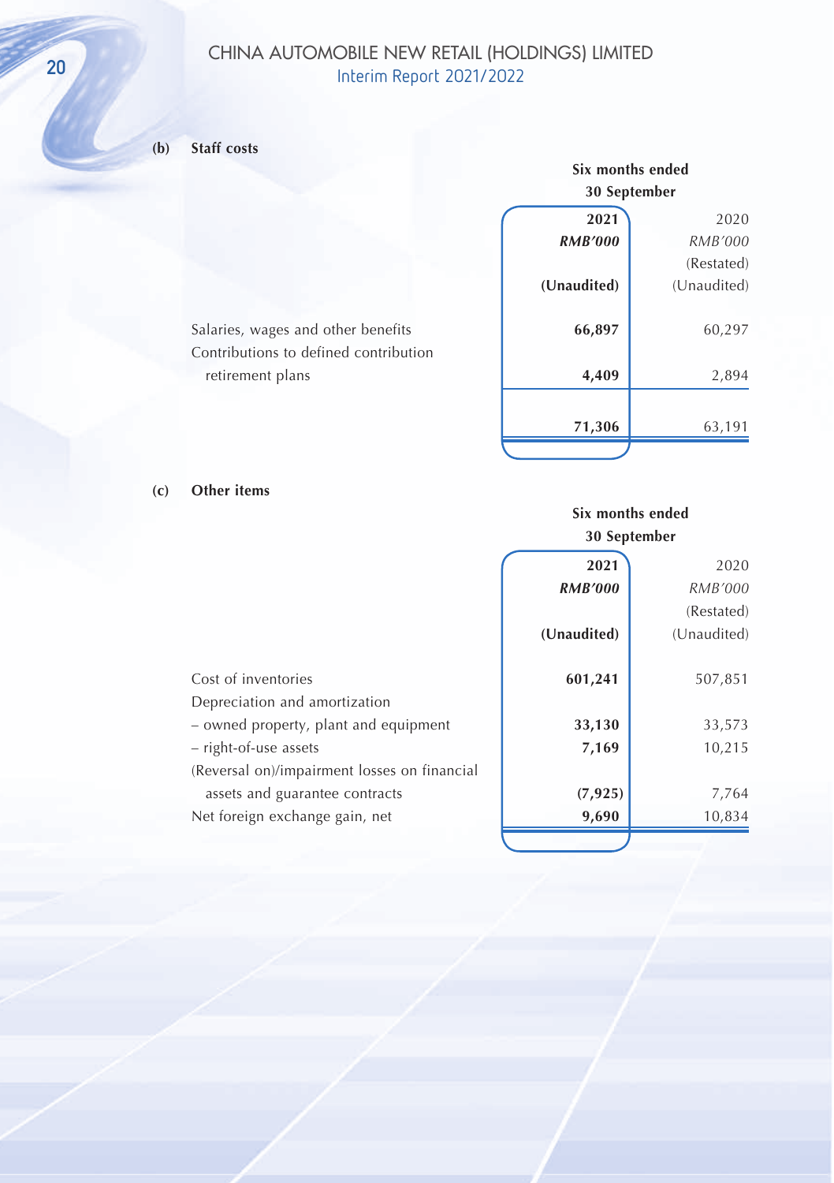**(b) Staff costs**

| | Six months ended 30 September | |
|---|---|---|
| | **2021** | 2020 |
| | ***RMB'000*** | *RMB'000* |
| | | (Restated) |
| | **(Unaudited)** | (Unaudited) |
| Salaries, wages and other benefits | **66,897** | 60,297 |
| Contributions to defined contribution retirement plans | **4,409** | 2,894 |
| | **71,306** | 63,191 |

**(c) Other items**

| | Six months ended 30 September | |
|---|---|---|
| | **2021** | 2020 |
| | ***RMB'000*** | *RMB'000* |
| | | (Restated) |
| | **(Unaudited)** | (Unaudited) |
| Cost of inventories | **601,241** | 507,851 |
| Depreciation and amortization | | |
| – owned property, plant and equipment | **33,130** | 33,573 |
| – right-of-use assets | **7,169** | 10,215 |
| (Reversal on)/impairment losses on financial assets and guarantee contracts | **(7,925)** | 7,764 |
| Net foreign exchange gain, net | **9,690** | 10,834 |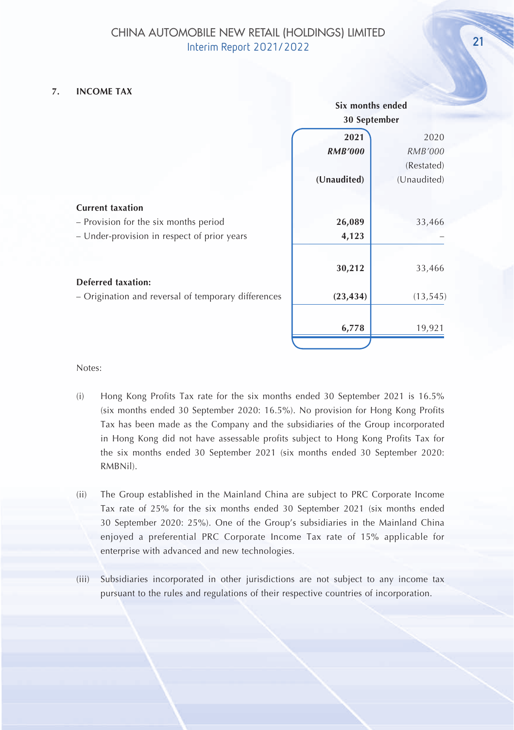## 7. INCOME TAX

| | Six months ended 30 September | |
|---|---|---|
| | **2021** | 2020 |
| | ***RMB'000*** | *RMB'000* |
| | | (Restated) |
| | **(Unaudited)** | (Unaudited) |
| **Current taxation** | | |
| – Provision for the six months period | **26,089** | 33,466 |
| – Under-provision in respect of prior years | **4,123** | – |
| | **30,212** | 33,466 |
| **Deferred taxation:** | | |
| – Origination and reversal of temporary differences | **(23,434)** | (13,545) |
| | **6,778** | 19,921 |

Notes:

(i) Hong Kong Profits Tax rate for the six months ended 30 September 2021 is 16.5% (six months ended 30 September 2020: 16.5%). No provision for Hong Kong Profits Tax has been made as the Company and the subsidiaries of the Group incorporated in Hong Kong did not have assessable profits subject to Hong Kong Profits Tax for the six months ended 30 September 2021 (six months ended 30 September 2020: RMBNil).

(ii) The Group established in the Mainland China are subject to PRC Corporate Income Tax rate of 25% for the six months ended 30 September 2021 (six months ended 30 September 2020: 25%). One of the Group's subsidiaries in the Mainland China enjoyed a preferential PRC Corporate Income Tax rate of 15% applicable for enterprise with advanced and new technologies.

(iii) Subsidiaries incorporated in other jurisdictions are not subject to any income tax pursuant to the rules and regulations of their respective countries of incorporation.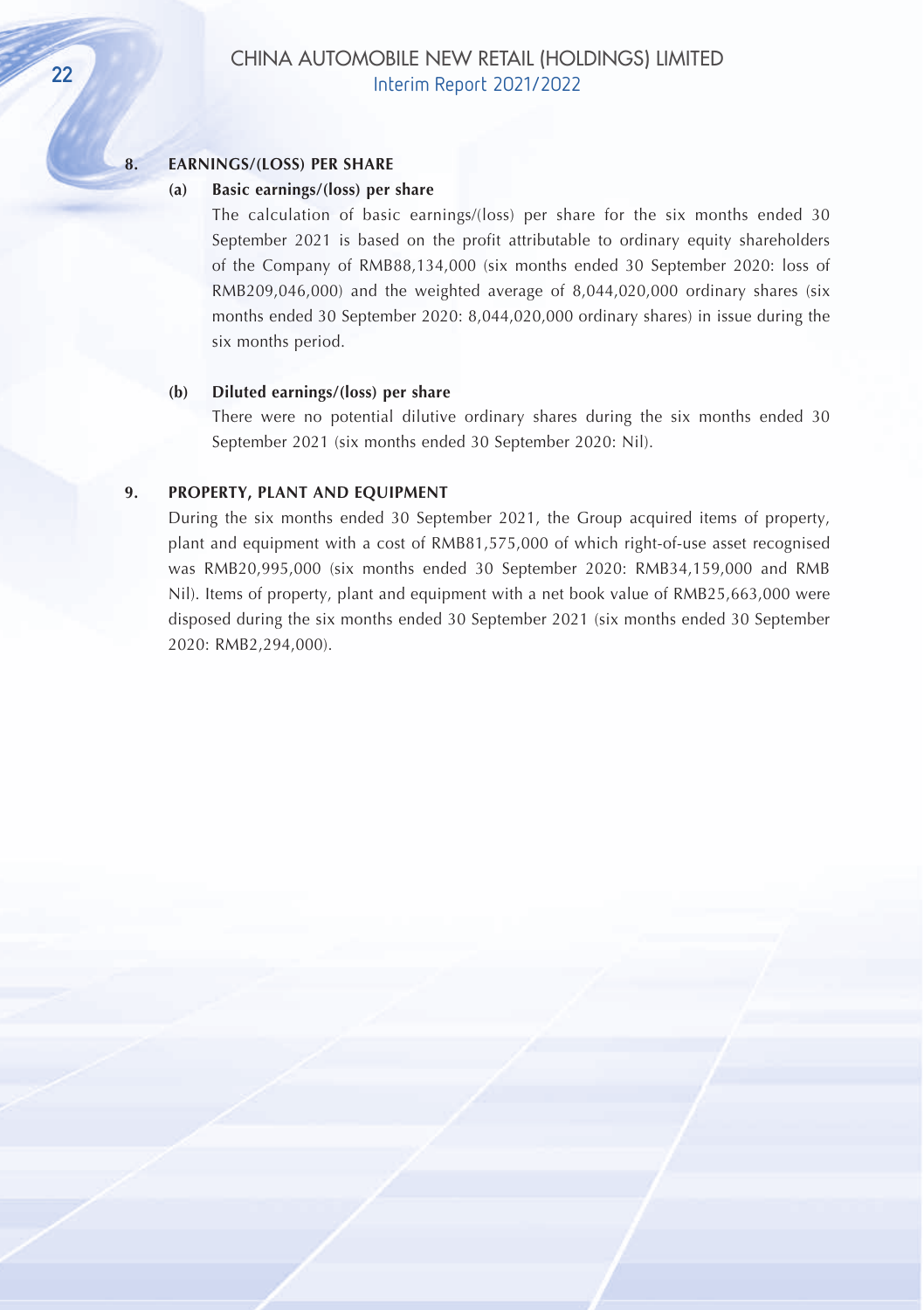## 8. EARNINGS/(LOSS) PER SHARE

### (a) Basic earnings/(loss) per share

The calculation of basic earnings/(loss) per share for the six months ended 30 September 2021 is based on the profit attributable to ordinary equity shareholders of the Company of RMB88,134,000 (six months ended 30 September 2020: loss of RMB209,046,000) and the weighted average of 8,044,020,000 ordinary shares (six months ended 30 September 2020: 8,044,020,000 ordinary shares) in issue during the six months period.

### (b) Diluted earnings/(loss) per share

There were no potential dilutive ordinary shares during the six months ended 30 September 2021 (six months ended 30 September 2020: Nil).

## 9. PROPERTY, PLANT AND EQUIPMENT

During the six months ended 30 September 2021, the Group acquired items of property, plant and equipment with a cost of RMB81,575,000 of which right-of-use asset recognised was RMB20,995,000 (six months ended 30 September 2020: RMB34,159,000 and RMB Nil). Items of property, plant and equipment with a net book value of RMB25,663,000 were disposed during the six months ended 30 September 2021 (six months ended 30 September 2020: RMB2,294,000).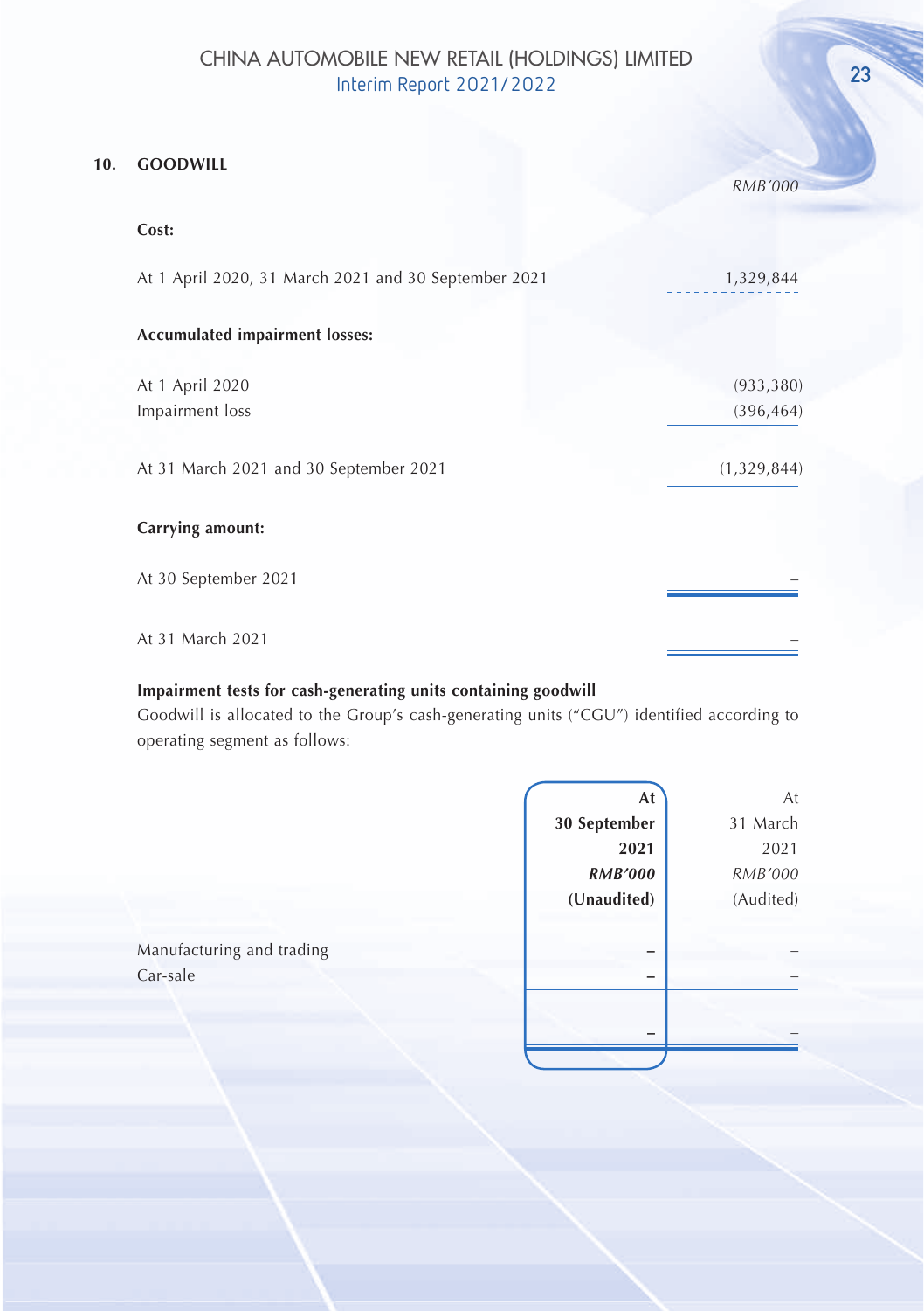## 10. GOODWILL

| | RMB'000 |
|---|---|
| **Cost:** | |
| At 1 April 2020, 31 March 2021 and 30 September 2021 | 1,329,844 |
| **Accumulated impairment losses:** | |
| At 1 April 2020 | (933,380) |
| Impairment loss | (396,464) |
| At 31 March 2021 and 30 September 2021 | (1,329,844) |
| **Carrying amount:** | |
| At 30 September 2021 | – |
| At 31 March 2021 | – |

**Impairment tests for cash-generating units containing goodwill**

Goodwill is allocated to the Group's cash-generating units ("CGU") identified according to operating segment as follows:

| | **At 30 September 2021** *RMB'000* **(Unaudited)** | At 31 March 2021 *RMB'000* (Audited) |
|---|---|---|
| Manufacturing and trading | – | – |
| Car-sale | – | – |
| | – | – |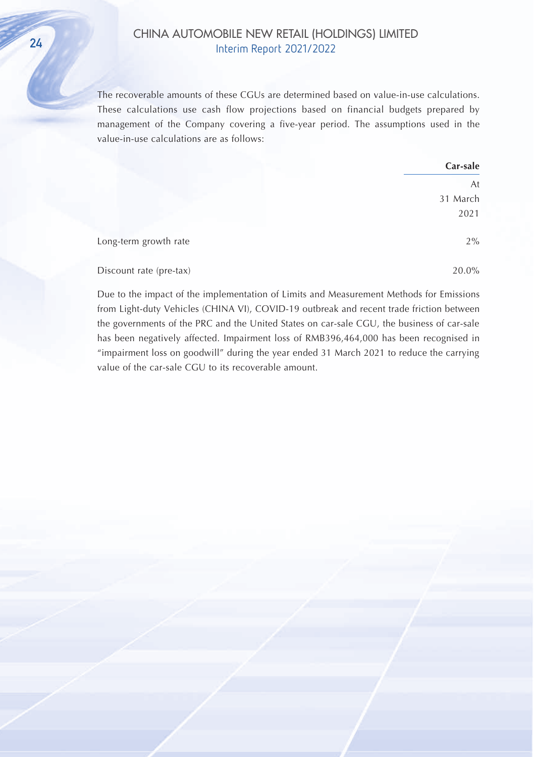The recoverable amounts of these CGUs are determined based on value-in-use calculations. These calculations use cash flow projections based on financial budgets prepared by management of the Company covering a five-year period. The assumptions used in the value-in-use calculations are as follows:

| | **Car-sale** |
|---|---|
| | At 31 March 2021 |
| Long-term growth rate | 2% |
| Discount rate (pre-tax) | 20.0% |

Due to the impact of the implementation of Limits and Measurement Methods for Emissions from Light-duty Vehicles (CHINA VI), COVID-19 outbreak and recent trade friction between the governments of the PRC and the United States on car-sale CGU, the business of car-sale has been negatively affected. Impairment loss of RMB396,464,000 has been recognised in "impairment loss on goodwill" during the year ended 31 March 2021 to reduce the carrying value of the car-sale CGU to its recoverable amount.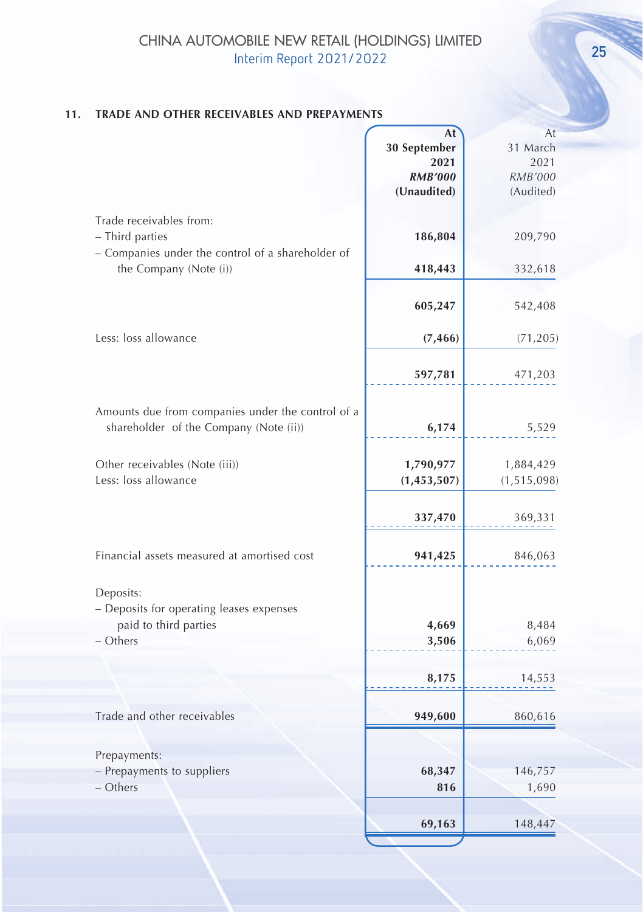## 11. TRADE AND OTHER RECEIVABLES AND PREPAYMENTS

| | At 30 September 2021 RMB'000 (Unaudited) | At 31 March 2021 RMB'000 (Audited) |
|---|---|---|
| Trade receivables from: | | |
| – Third parties | **186,804** | 209,790 |
| – Companies under the control of a shareholder of the Company (Note (i)) | **418,443** | 332,618 |
| | **605,247** | 542,408 |
| Less: loss allowance | **(7,466)** | (71,205) |
| | **597,781** | 471,203 |
| Amounts due from companies under the control of a shareholder of the Company (Note (ii)) | **6,174** | 5,529 |
| Other receivables (Note (iii)) | **1,790,977** | 1,884,429 |
| Less: loss allowance | **(1,453,507)** | (1,515,098) |
| | **337,470** | 369,331 |
| Financial assets measured at amortised cost | **941,425** | 846,063 |
| Deposits: | | |
| – Deposits for operating leases expenses paid to third parties | **4,669** | 8,484 |
| – Others | **3,506** | 6,069 |
| | **8,175** | 14,553 |
| Trade and other receivables | **949,600** | 860,616 |
| Prepayments: | | |
| – Prepayments to suppliers | **68,347** | 146,757 |
| – Others | **816** | 1,690 |
| | **69,163** | 148,447 |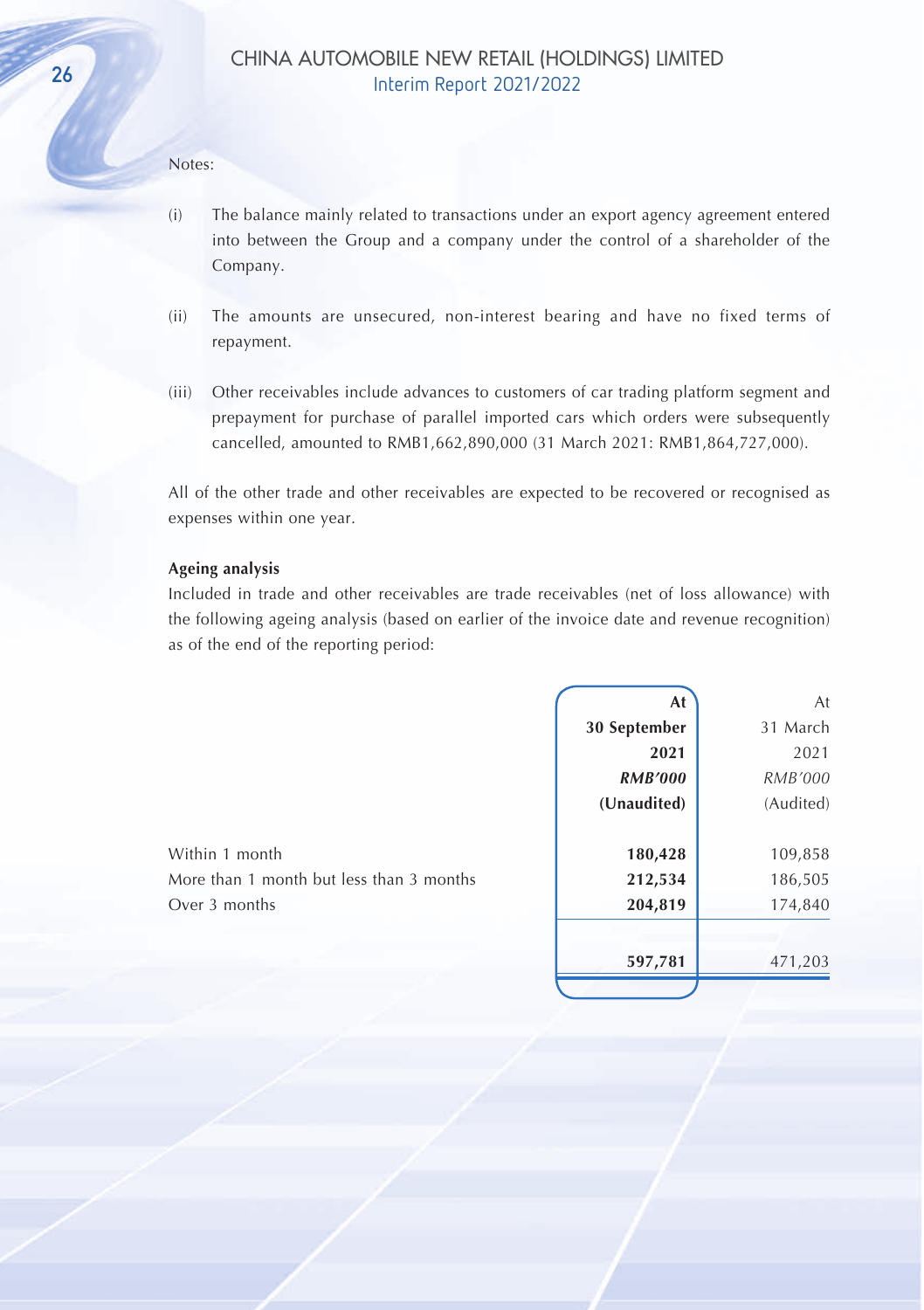Notes:

(i) The balance mainly related to transactions under an export agency agreement entered into between the Group and a company under the control of a shareholder of the Company.

(ii) The amounts are unsecured, non-interest bearing and have no fixed terms of repayment.

(iii) Other receivables include advances to customers of car trading platform segment and prepayment for purchase of parallel imported cars which orders were subsequently cancelled, amounted to RMB1,662,890,000 (31 March 2021: RMB1,864,727,000).

All of the other trade and other receivables are expected to be recovered or recognised as expenses within one year.

**Ageing analysis**

Included in trade and other receivables are trade receivables (net of loss allowance) with the following ageing analysis (based on earlier of the invoice date and revenue recognition) as of the end of the reporting period:

| | **At 30 September 2021** *RMB'000* **(Unaudited)** | At 31 March 2021 *RMB'000* (Audited) |
|---|---|---|
| Within 1 month | **180,428** | 109,858 |
| More than 1 month but less than 3 months | **212,534** | 186,505 |
| Over 3 months | **204,819** | 174,840 |
| | **597,781** | 471,203 |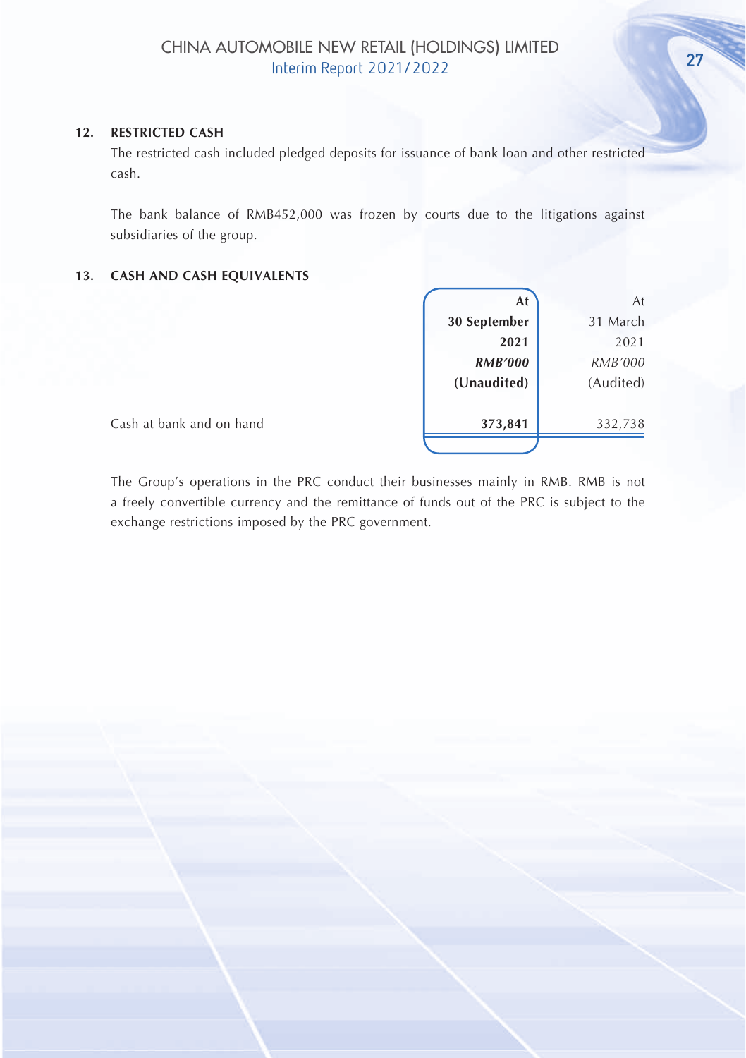## 12. RESTRICTED CASH

The restricted cash included pledged deposits for issuance of bank loan and other restricted cash.

The bank balance of RMB452,000 was frozen by courts due to the litigations against subsidiaries of the group.

## 13. CASH AND CASH EQUIVALENTS

| | **At 30 September 2021** | At 31 March 2021 |
|---|---|---|
| | ***RMB'000*** | *RMB'000* |
| | **(Unaudited)** | (Audited) |
| Cash at bank and on hand | **373,841** | 332,738 |

The Group's operations in the PRC conduct their businesses mainly in RMB. RMB is not a freely convertible currency and the remittance of funds out of the PRC is subject to the exchange restrictions imposed by the PRC government.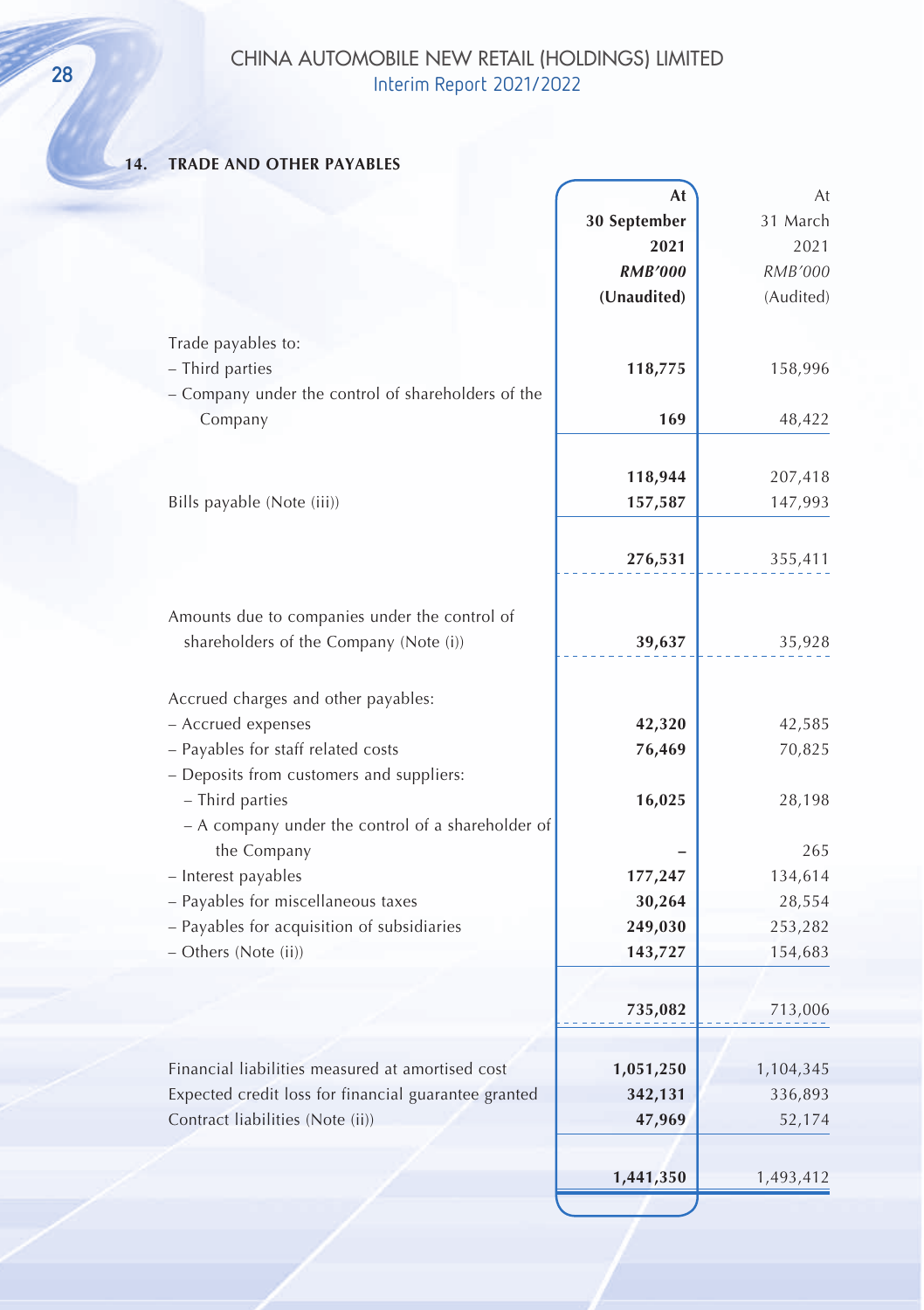## 14. TRADE AND OTHER PAYABLES

| | At 30 September 2021 *RMB'000* (Unaudited) | At 31 March 2021 *RMB'000* (Audited) |
|---|---|---|
| Trade payables to: | | |
| – Third parties | **118,775** | 158,996 |
| – Company under the control of shareholders of the Company | **169** | 48,422 |
| | **118,944** | 207,418 |
| Bills payable (Note (iii)) | **157,587** | 147,993 |
| | **276,531** | 355,411 |
| Amounts due to companies under the control of shareholders of the Company (Note (i)) | **39,637** | 35,928 |
| Accrued charges and other payables: | | |
| – Accrued expenses | **42,320** | 42,585 |
| – Payables for staff related costs | **76,469** | 70,825 |
| – Deposits from customers and suppliers: | | |
| – Third parties | **16,025** | 28,198 |
| – A company under the control of a shareholder of the Company | **–** | 265 |
| – Interest payables | **177,247** | 134,614 |
| – Payables for miscellaneous taxes | **30,264** | 28,554 |
| – Payables for acquisition of subsidiaries | **249,030** | 253,282 |
| – Others (Note (ii)) | **143,727** | 154,683 |
| | **735,082** | 713,006 |
| Financial liabilities measured at amortised cost | **1,051,250** | 1,104,345 |
| Expected credit loss for financial guarantee granted | **342,131** | 336,893 |
| Contract liabilities (Note (ii)) | **47,969** | 52,174 |
| | **1,441,350** | 1,493,412 |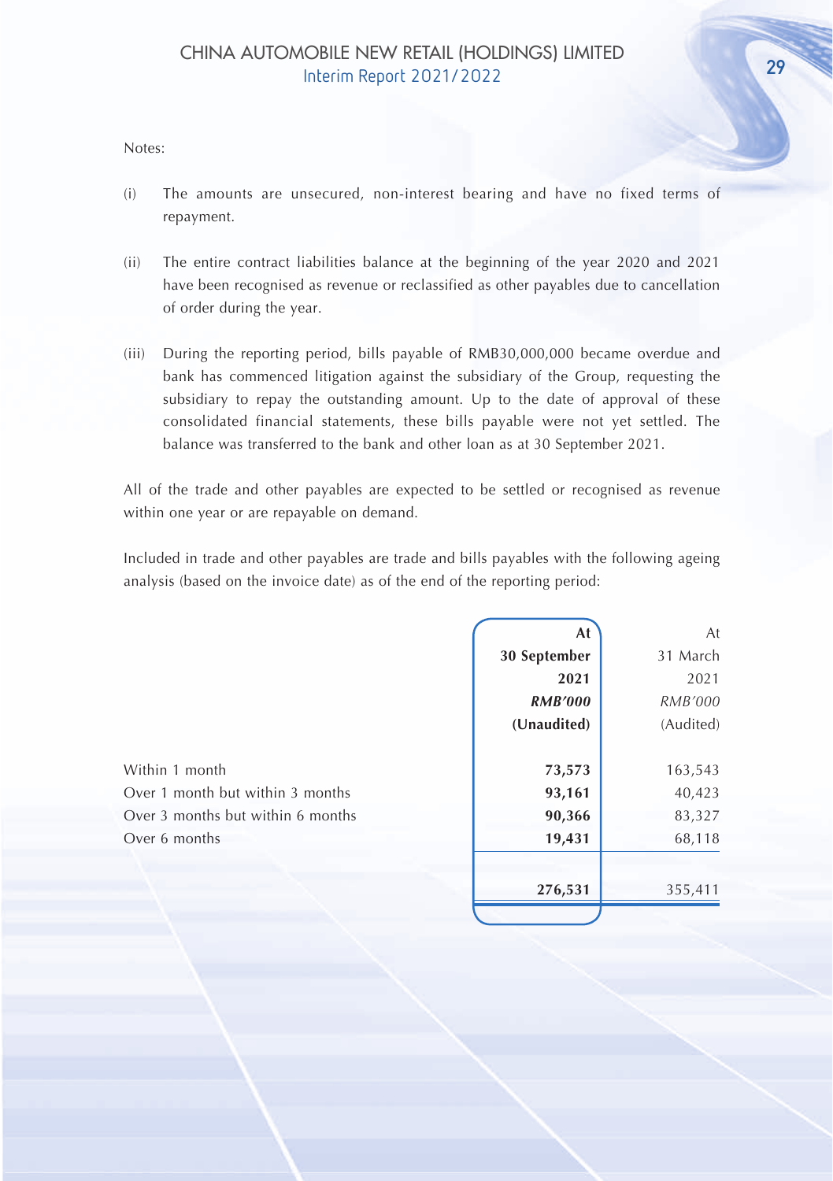Notes:

(i) The amounts are unsecured, non-interest bearing and have no fixed terms of repayment.

(ii) The entire contract liabilities balance at the beginning of the year 2020 and 2021 have been recognised as revenue or reclassified as other payables due to cancellation of order during the year.

(iii) During the reporting period, bills payable of RMB30,000,000 became overdue and bank has commenced litigation against the subsidiary of the Group, requesting the subsidiary to repay the outstanding amount. Up to the date of approval of these consolidated financial statements, these bills payable were not yet settled. The balance was transferred to the bank and other loan as at 30 September 2021.

All of the trade and other payables are expected to be settled or recognised as revenue within one year or are repayable on demand.

Included in trade and other payables are trade and bills payables with the following ageing analysis (based on the invoice date) as of the end of the reporting period:

| | **At 30 September 2021** | At 31 March 2021 |
|---|---|---|
| | ***RMB'000*** | *RMB'000* |
| | **(Unaudited)** | (Audited) |
| Within 1 month | **73,573** | 163,543 |
| Over 1 month but within 3 months | **93,161** | 40,423 |
| Over 3 months but within 6 months | **90,366** | 83,327 |
| Over 6 months | **19,431** | 68,118 |
| | **276,531** | 355,411 |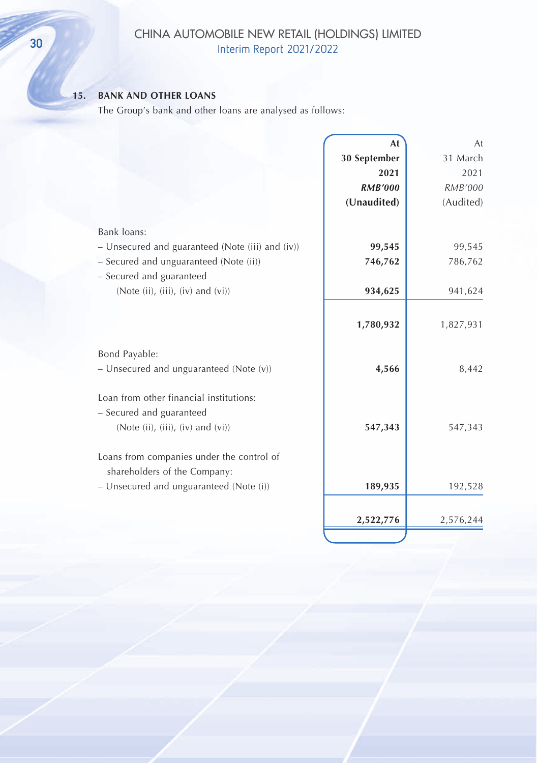## 15. BANK AND OTHER LOANS

The Group's bank and other loans are analysed as follows:

| | At 30 September 2021 *RMB'000* (Unaudited) | At 31 March 2021 *RMB'000* (Audited) |
|---|---|---|
| Bank loans: | | |
| – Unsecured and guaranteed (Note (iii) and (iv)) | **99,545** | 99,545 |
| – Secured and unguaranteed (Note (ii)) | **746,762** | 786,762 |
| – Secured and guaranteed (Note (ii), (iii), (iv) and (vi)) | **934,625** | 941,624 |
| | **1,780,932** | 1,827,931 |
| Bond Payable: | | |
| – Unsecured and unguaranteed (Note (v)) | **4,566** | 8,442 |
| Loan from other financial institutions: | | |
| – Secured and guaranteed (Note (ii), (iii), (iv) and (vi)) | **547,343** | 547,343 |
| Loans from companies under the control of shareholders of the Company: | | |
| – Unsecured and unguaranteed (Note (i)) | **189,935** | 192,528 |
| | **2,522,776** | 2,576,244 |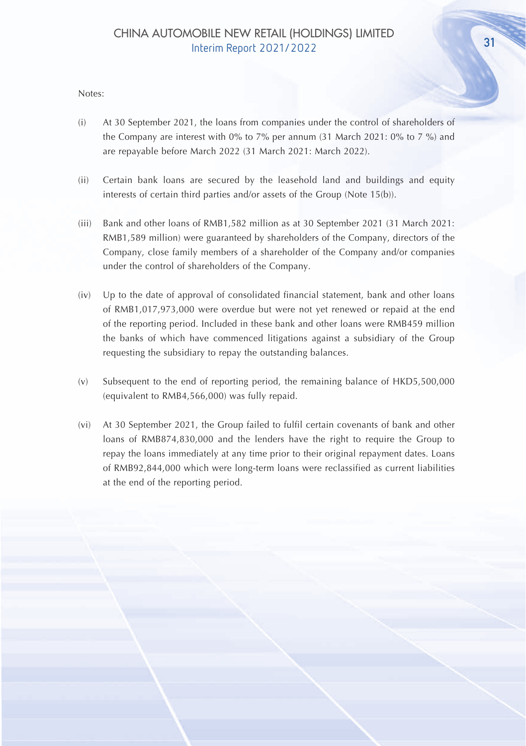Notes:

(i) At 30 September 2021, the loans from companies under the control of shareholders of the Company are interest with 0% to 7% per annum (31 March 2021: 0% to 7 %) and are repayable before March 2022 (31 March 2021: March 2022).

(ii) Certain bank loans are secured by the leasehold land and buildings and equity interests of certain third parties and/or assets of the Group (Note 15(b)).

(iii) Bank and other loans of RMB1,582 million as at 30 September 2021 (31 March 2021: RMB1,589 million) were guaranteed by shareholders of the Company, directors of the Company, close family members of a shareholder of the Company and/or companies under the control of shareholders of the Company.

(iv) Up to the date of approval of consolidated financial statement, bank and other loans of RMB1,017,973,000 were overdue but were not yet renewed or repaid at the end of the reporting period. Included in these bank and other loans were RMB459 million the banks of which have commenced litigations against a subsidiary of the Group requesting the subsidiary to repay the outstanding balances.

(v) Subsequent to the end of reporting period, the remaining balance of HKD5,500,000 (equivalent to RMB4,566,000) was fully repaid.

(vi) At 30 September 2021, the Group failed to fulfil certain covenants of bank and other loans of RMB874,830,000 and the lenders have the right to require the Group to repay the loans immediately at any time prior to their original repayment dates. Loans of RMB92,844,000 which were long-term loans were reclassified as current liabilities at the end of the reporting period.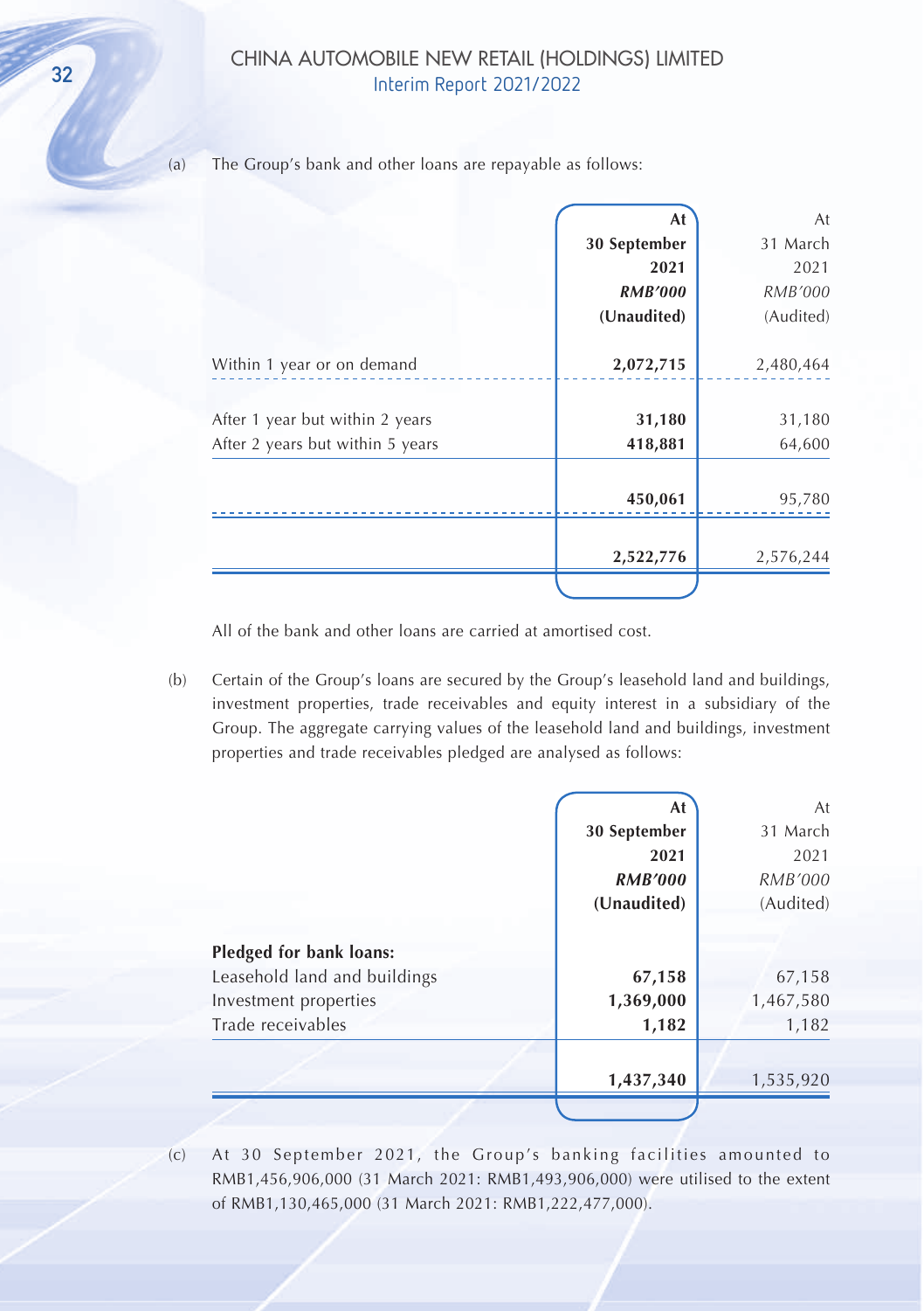(a) The Group's bank and other loans are repayable as follows:

| | At 30 September 2021 RMB'000 (Unaudited) | At 31 March 2021 RMB'000 (Audited) |
|---|---|---|
| Within 1 year or on demand | **2,072,715** | 2,480,464 |
| After 1 year but within 2 years | **31,180** | 31,180 |
| After 2 years but within 5 years | **418,881** | 64,600 |
| | **450,061** | 95,780 |
| | **2,522,776** | 2,576,244 |

All of the bank and other loans are carried at amortised cost.

(b) Certain of the Group's loans are secured by the Group's leasehold land and buildings, investment properties, trade receivables and equity interest in a subsidiary of the Group. The aggregate carrying values of the leasehold land and buildings, investment properties and trade receivables pledged are analysed as follows:

| | At 30 September 2021 RMB'000 (Unaudited) | At 31 March 2021 RMB'000 (Audited) |
|---|---|---|
| **Pledged for bank loans:** | | |
| Leasehold land and buildings | **67,158** | 67,158 |
| Investment properties | **1,369,000** | 1,467,580 |
| Trade receivables | **1,182** | 1,182 |
| | **1,437,340** | 1,535,920 |

(c) At 30 September 2021, the Group's banking facilities amounted to RMB1,456,906,000 (31 March 2021: RMB1,493,906,000) were utilised to the extent of RMB1,130,465,000 (31 March 2021: RMB1,222,477,000).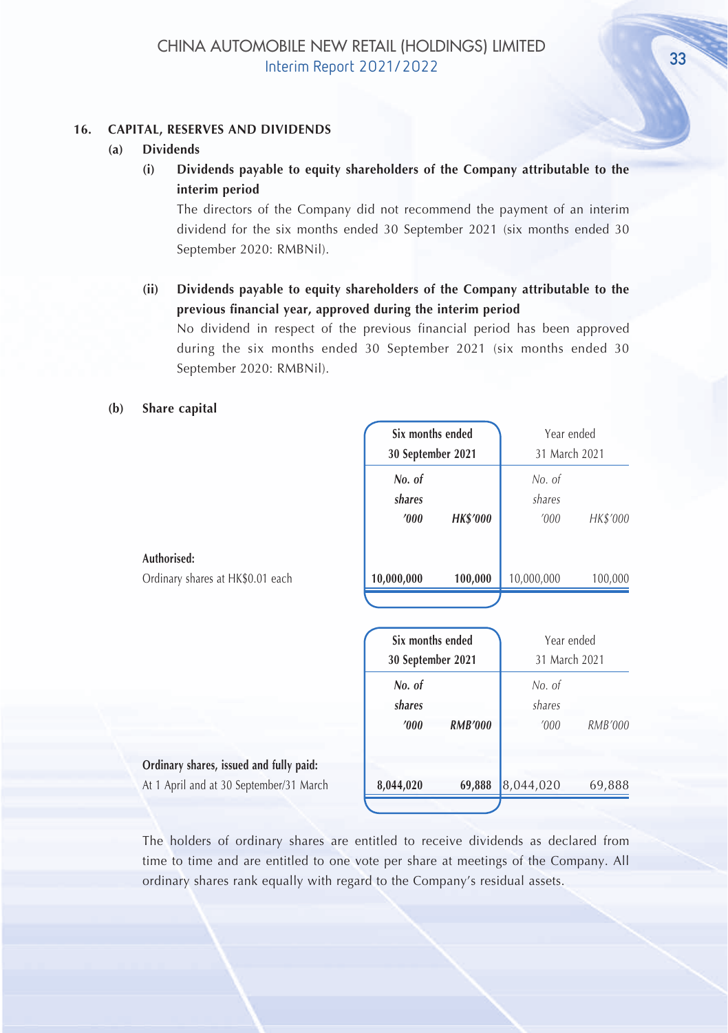## 16. CAPITAL, RESERVES AND DIVIDENDS

### (a) Dividends

**(i) Dividends payable to equity shareholders of the Company attributable to the interim period**

The directors of the Company did not recommend the payment of an interim dividend for the six months ended 30 September 2021 (six months ended 30 September 2020: RMBNil).

**(ii) Dividends payable to equity shareholders of the Company attributable to the previous financial year, approved during the interim period**

No dividend in respect of the previous financial period has been approved during the six months ended 30 September 2021 (six months ended 30 September 2020: RMBNil).

### (b) Share capital

| | **Six months ended 30 September 2021** | | Year ended 31 March 2021 | |
|---|---|---|---|---|
| | ***No. of shares '000*** | ***HK$'000*** | *No. of shares '000* | *HK$'000* |
| **Authorised:** | | | | |
| Ordinary shares at HK$0.01 each | **10,000,000** | **100,000** | 10,000,000 | 100,000 |

| | **Six months ended 30 September 2021** | | Year ended 31 March 2021 | |
|---|---|---|---|---|
| | ***No. of shares '000*** | ***RMB'000*** | *No. of shares '000* | *RMB'000* |
| **Ordinary shares, issued and fully paid:** | | | | |
| At 1 April and at 30 September/31 March | **8,044,020** | **69,888** | 8,044,020 | 69,888 |

The holders of ordinary shares are entitled to receive dividends as declared from time to time and are entitled to one vote per share at meetings of the Company. All ordinary shares rank equally with regard to the Company's residual assets.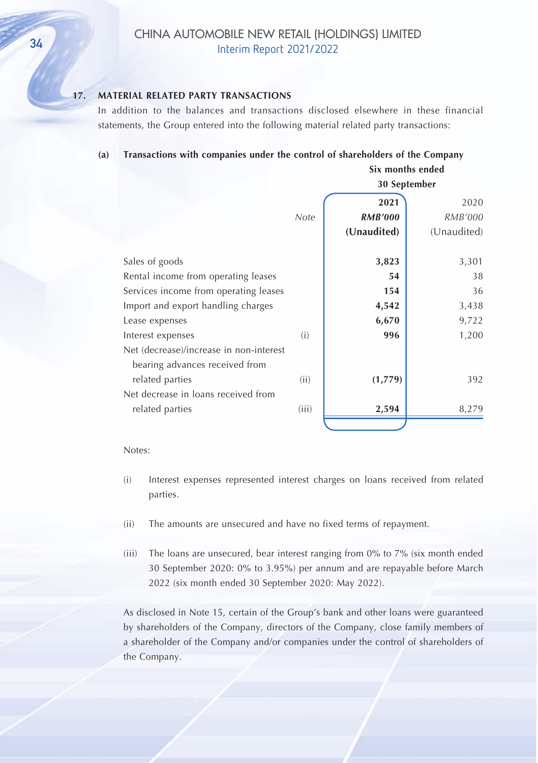## 17. MATERIAL RELATED PARTY TRANSACTIONS

In addition to the balances and transactions disclosed elsewhere in these financial statements, the Group entered into the following material related party transactions:

### (a) Transactions with companies under the control of shareholders of the Company

| | | Six months ended 30 September | |
|---|---|---|---|
| | Note | **2021** | 2020 |
| | | ***RMB'000*** | *RMB'000* |
| | | **(Unaudited)** | (Unaudited) |
| Sales of goods | | **3,823** | 3,301 |
| Rental income from operating leases | | **54** | 38 |
| Services income from operating leases | | **154** | 36 |
| Import and export handling charges | | **4,542** | 3,438 |
| Lease expenses | | **6,670** | 9,722 |
| Interest expenses | (i) | **996** | 1,200 |
| Net (decrease)/increase in non-interest bearing advances received from related parties | (ii) | **(1,779)** | 392 |
| Net decrease in loans received from related parties | (iii) | **2,594** | 8,279 |

Notes:

(i) Interest expenses represented interest charges on loans received from related parties.

(ii) The amounts are unsecured and have no fixed terms of repayment.

(iii) The loans are unsecured, bear interest ranging from 0% to 7% (six month ended 30 September 2020: 0% to 3.95%) per annum and are repayable before March 2022 (six month ended 30 September 2020: May 2022).

As disclosed in Note 15, certain of the Group's bank and other loans were guaranteed by shareholders of the Company, directors of the Company, close family members of a shareholder of the Company and/or companies under the control of shareholders of the Company.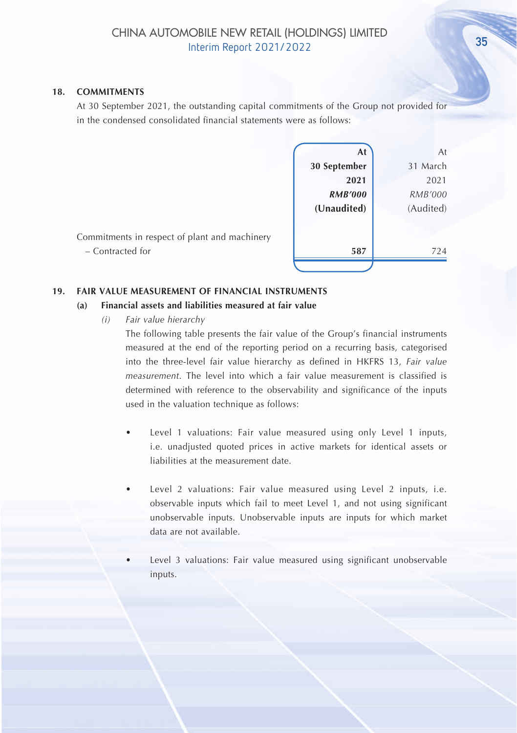## 18. COMMITMENTS

At 30 September 2021, the outstanding capital commitments of the Group not provided for in the condensed consolidated financial statements were as follows:

| | **At 30 September 2021** | At 31 March 2021 |
|---|---|---|
| | ***RMB'000*** | *RMB'000* |
| | **(Unaudited)** | (Audited) |
| Commitments in respect of plant and machinery | | |
| – Contracted for | **587** | 724 |

## 19. FAIR VALUE MEASUREMENT OF FINANCIAL INSTRUMENTS

### (a) Financial assets and liabilities measured at fair value

*(i) Fair value hierarchy*

The following table presents the fair value of the Group's financial instruments measured at the end of the reporting period on a recurring basis, categorised into the three-level fair value hierarchy as defined in HKFRS 13, *Fair value measurement*. The level into which a fair value measurement is classified is determined with reference to the observability and significance of the inputs used in the valuation technique as follows:

- Level 1 valuations: Fair value measured using only Level 1 inputs, i.e. unadjusted quoted prices in active markets for identical assets or liabilities at the measurement date.

- Level 2 valuations: Fair value measured using Level 2 inputs, i.e. observable inputs which fail to meet Level 1, and not using significant unobservable inputs. Unobservable inputs are inputs for which market data are not available.

- Level 3 valuations: Fair value measured using significant unobservable inputs.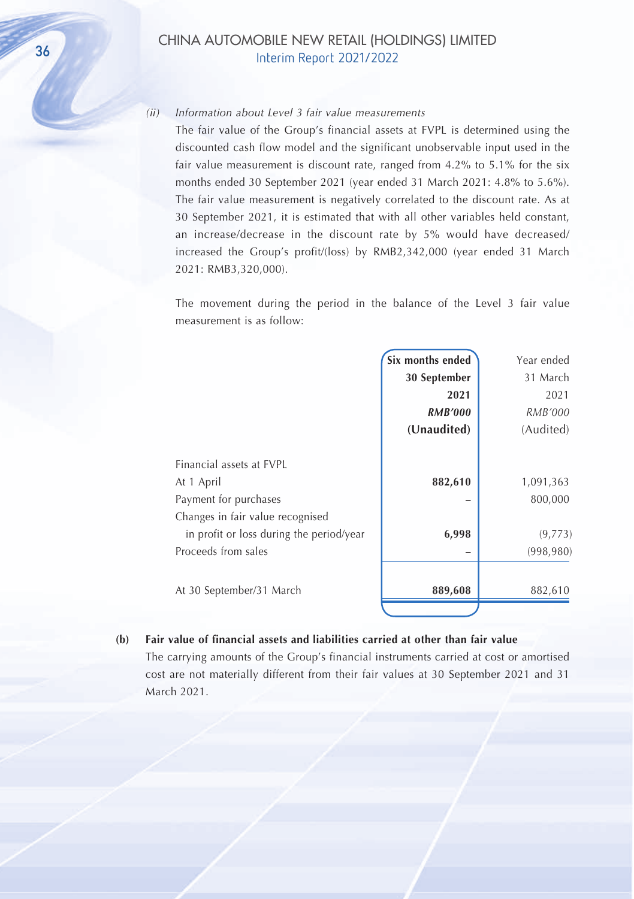*(ii) Information about Level 3 fair value measurements*

The fair value of the Group's financial assets at FVPL is determined using the discounted cash flow model and the significant unobservable input used in the fair value measurement is discount rate, ranged from 4.2% to 5.1% for the six months ended 30 September 2021 (year ended 31 March 2021: 4.8% to 5.6%). The fair value measurement is negatively correlated to the discount rate. As at 30 September 2021, it is estimated that with all other variables held constant, an increase/decrease in the discount rate by 5% would have decreased/increased the Group's profit/(loss) by RMB2,342,000 (year ended 31 March 2021: RMB3,320,000).

The movement during the period in the balance of the Level 3 fair value measurement is as follow:

| | **Six months ended 30 September 2021** | Year ended 31 March 2021 |
|---|---|---|
| | ***RMB'000*** | *RMB'000* |
| | **(Unaudited)** | (Audited) |
| Financial assets at FVPL | | |
| At 1 April | **882,610** | 1,091,363 |
| Payment for purchases | **–** | 800,000 |
| Changes in fair value recognised in profit or loss during the period/year | **6,998** | (9,773) |
| Proceeds from sales | **–** | (998,980) |
| At 30 September/31 March | **889,608** | 882,610 |

**(b) Fair value of financial assets and liabilities carried at other than fair value**

The carrying amounts of the Group's financial instruments carried at cost or amortised cost are not materially different from their fair values at 30 September 2021 and 31 March 2021.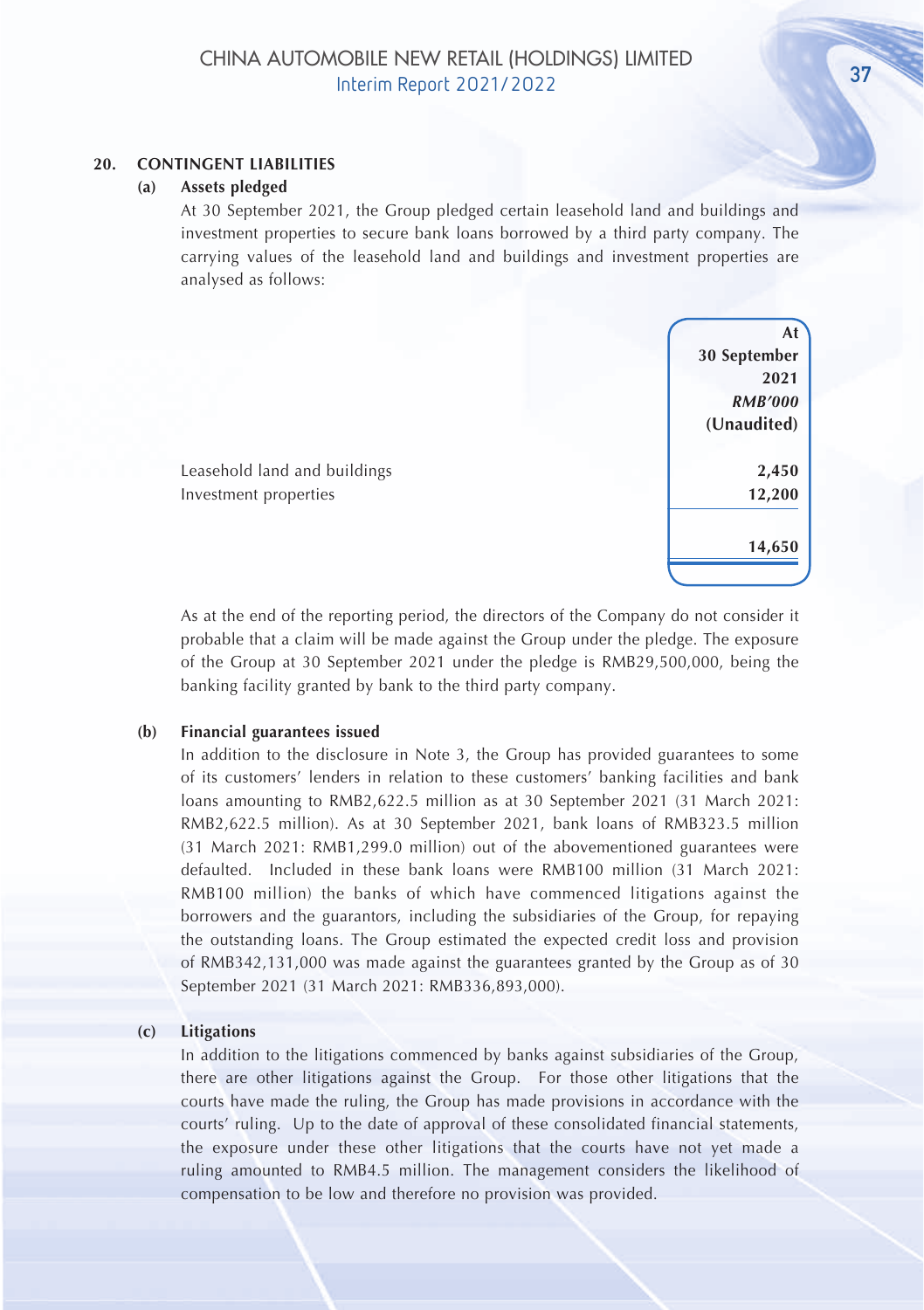## 20. CONTINGENT LIABILITIES

### (a) Assets pledged

At 30 September 2021, the Group pledged certain leasehold land and buildings and investment properties to secure bank loans borrowed by a third party company. The carrying values of the leasehold land and buildings and investment properties are analysed as follows:

| | At 30 September 2021 |
|---|---|
| | *RMB'000* |
| | (Unaudited) |
| Leasehold land and buildings | 2,450 |
| Investment properties | 12,200 |
| | **14,650** |

As at the end of the reporting period, the directors of the Company do not consider it probable that a claim will be made against the Group under the pledge. The exposure of the Group at 30 September 2021 under the pledge is RMB29,500,000, being the banking facility granted by bank to the third party company.

### (b) Financial guarantees issued

In addition to the disclosure in Note 3, the Group has provided guarantees to some of its customers' lenders in relation to these customers' banking facilities and bank loans amounting to RMB2,622.5 million as at 30 September 2021 (31 March 2021: RMB2,622.5 million). As at 30 September 2021, bank loans of RMB323.5 million (31 March 2021: RMB1,299.0 million) out of the abovementioned guarantees were defaulted. Included in these bank loans were RMB100 million (31 March 2021: RMB100 million) the banks of which have commenced litigations against the borrowers and the guarantors, including the subsidiaries of the Group, for repaying the outstanding loans. The Group estimated the expected credit loss and provision of RMB342,131,000 was made against the guarantees granted by the Group as of 30 September 2021 (31 March 2021: RMB336,893,000).

### (c) Litigations

In addition to the litigations commenced by banks against subsidiaries of the Group, there are other litigations against the Group. For those other litigations that the courts have made the ruling, the Group has made provisions in accordance with the courts' ruling. Up to the date of approval of these consolidated financial statements, the exposure under these other litigations that the courts have not yet made a ruling amounted to RMB4.5 million. The management considers the likelihood of compensation to be low and therefore no provision was provided.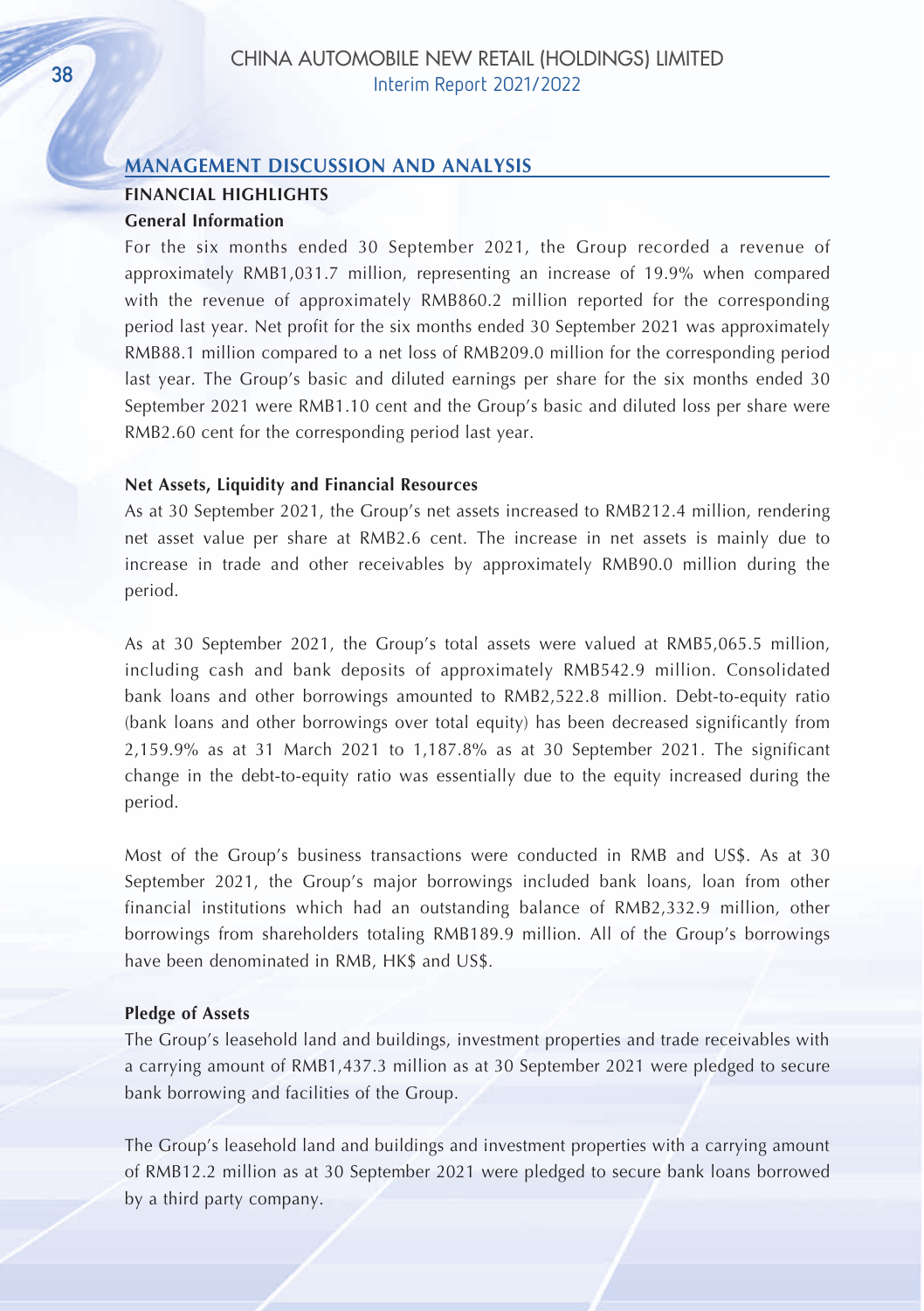## MANAGEMENT DISCUSSION AND ANALYSIS

### FINANCIAL HIGHLIGHTS

**General Information**

For the six months ended 30 September 2021, the Group recorded a revenue of approximately RMB1,031.7 million, representing an increase of 19.9% when compared with the revenue of approximately RMB860.2 million reported for the corresponding period last year. Net profit for the six months ended 30 September 2021 was approximately RMB88.1 million compared to a net loss of RMB209.0 million for the corresponding period last year. The Group's basic and diluted earnings per share for the six months ended 30 September 2021 were RMB1.10 cent and the Group's basic and diluted loss per share were RMB2.60 cent for the corresponding period last year.

**Net Assets, Liquidity and Financial Resources**

As at 30 September 2021, the Group's net assets increased to RMB212.4 million, rendering net asset value per share at RMB2.6 cent. The increase in net assets is mainly due to increase in trade and other receivables by approximately RMB90.0 million during the period.

As at 30 September 2021, the Group's total assets were valued at RMB5,065.5 million, including cash and bank deposits of approximately RMB542.9 million. Consolidated bank loans and other borrowings amounted to RMB2,522.8 million. Debt-to-equity ratio (bank loans and other borrowings over total equity) has been decreased significantly from 2,159.9% as at 31 March 2021 to 1,187.8% as at 30 September 2021. The significant change in the debt-to-equity ratio was essentially due to the equity increased during the period.

Most of the Group's business transactions were conducted in RMB and US$. As at 30 September 2021, the Group's major borrowings included bank loans, loan from other financial institutions which had an outstanding balance of RMB2,332.9 million, other borrowings from shareholders totaling RMB189.9 million. All of the Group's borrowings have been denominated in RMB, HK$ and US$.

**Pledge of Assets**

The Group's leasehold land and buildings, investment properties and trade receivables with a carrying amount of RMB1,437.3 million as at 30 September 2021 were pledged to secure bank borrowing and facilities of the Group.

The Group's leasehold land and buildings and investment properties with a carrying amount of RMB12.2 million as at 30 September 2021 were pledged to secure bank loans borrowed by a third party company.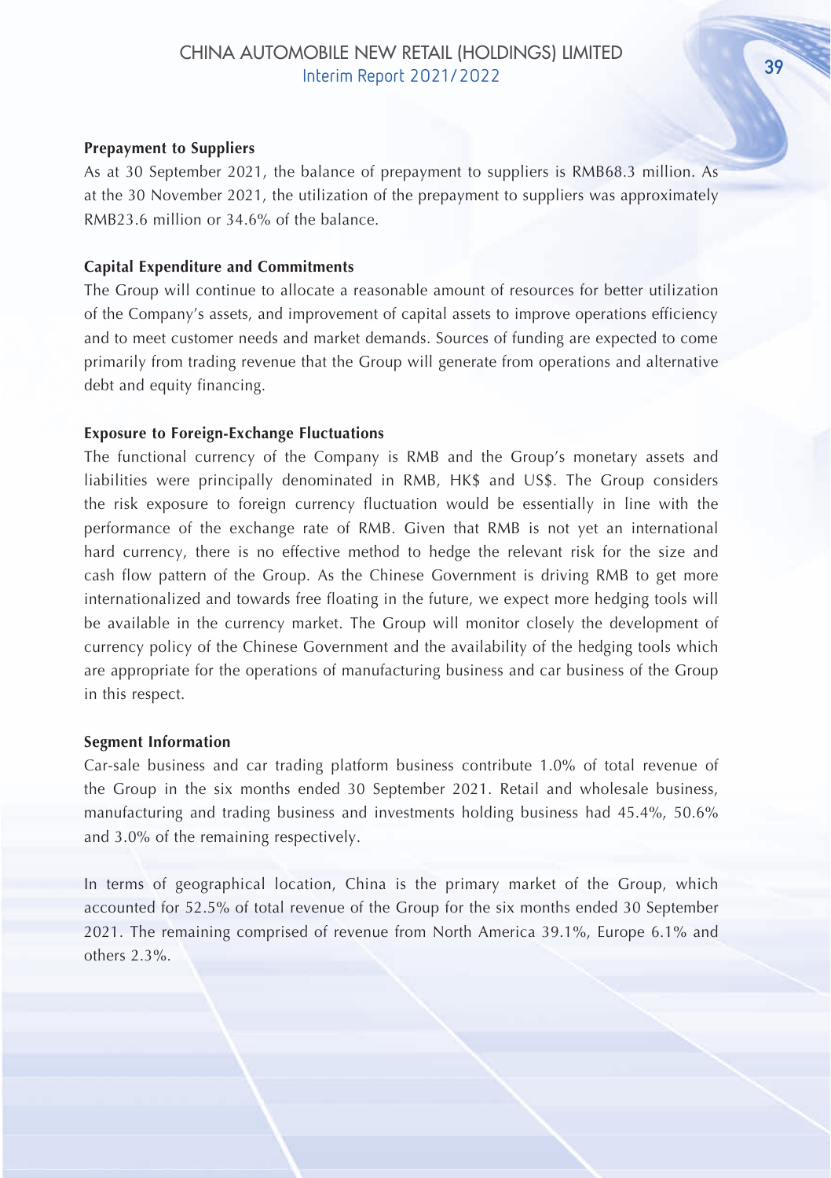**Prepayment to Suppliers**

As at 30 September 2021, the balance of prepayment to suppliers is RMB68.3 million. As at the 30 November 2021, the utilization of the prepayment to suppliers was approximately RMB23.6 million or 34.6% of the balance.

**Capital Expenditure and Commitments**

The Group will continue to allocate a reasonable amount of resources for better utilization of the Company's assets, and improvement of capital assets to improve operations efficiency and to meet customer needs and market demands. Sources of funding are expected to come primarily from trading revenue that the Group will generate from operations and alternative debt and equity financing.

**Exposure to Foreign-Exchange Fluctuations**

The functional currency of the Company is RMB and the Group's monetary assets and liabilities were principally denominated in RMB, HK$ and US$. The Group considers the risk exposure to foreign currency fluctuation would be essentially in line with the performance of the exchange rate of RMB. Given that RMB is not yet an international hard currency, there is no effective method to hedge the relevant risk for the size and cash flow pattern of the Group. As the Chinese Government is driving RMB to get more internationalized and towards free floating in the future, we expect more hedging tools will be available in the currency market. The Group will monitor closely the development of currency policy of the Chinese Government and the availability of the hedging tools which are appropriate for the operations of manufacturing business and car business of the Group in this respect.

**Segment Information**

Car-sale business and car trading platform business contribute 1.0% of total revenue of the Group in the six months ended 30 September 2021. Retail and wholesale business, manufacturing and trading business and investments holding business had 45.4%, 50.6% and 3.0% of the remaining respectively.

In terms of geographical location, China is the primary market of the Group, which accounted for 52.5% of total revenue of the Group for the six months ended 30 September 2021. The remaining comprised of revenue from North America 39.1%, Europe 6.1% and others 2.3%.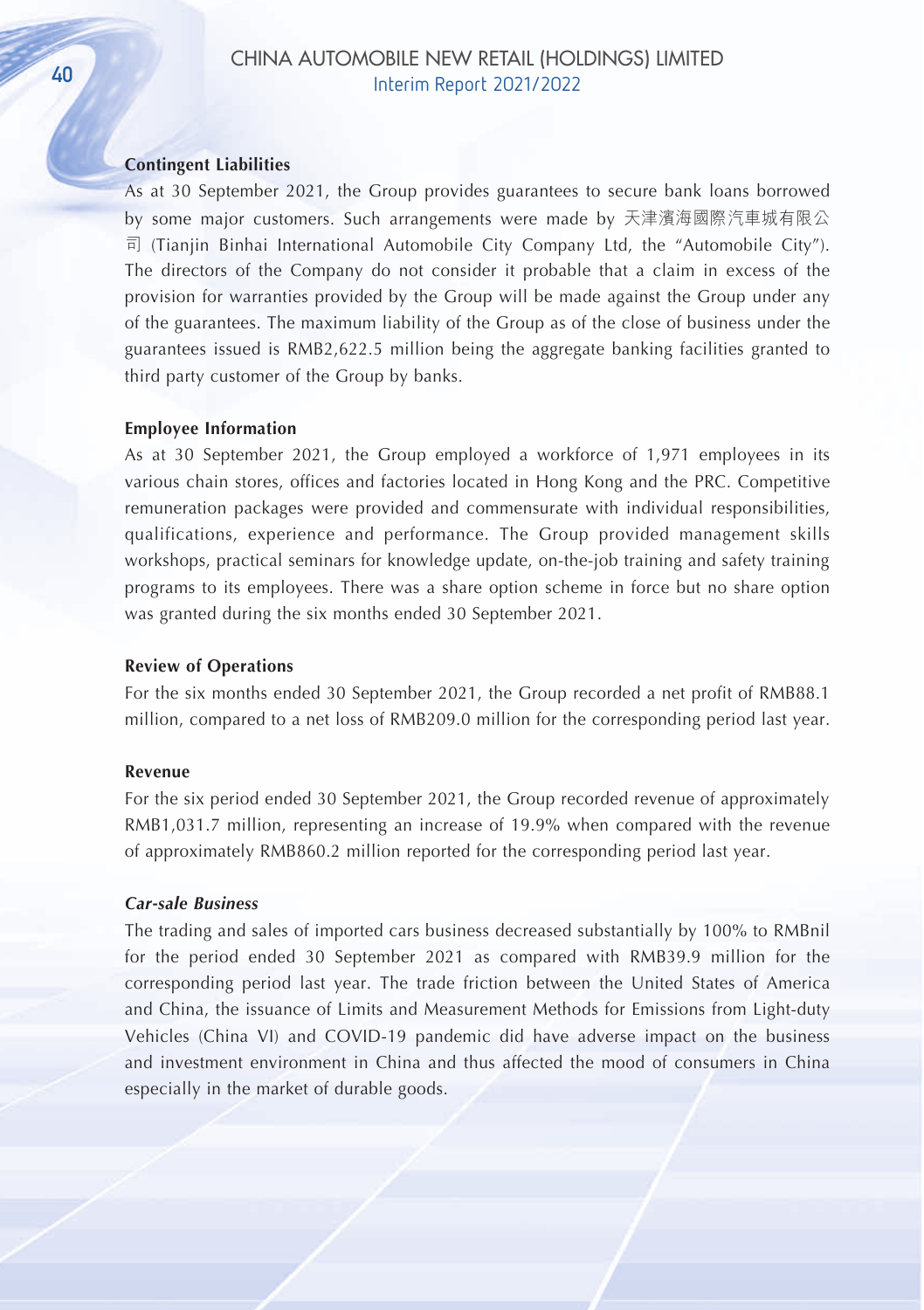**Contingent Liabilities**

As at 30 September 2021, the Group provides guarantees to secure bank loans borrowed by some major customers. Such arrangements were made by 天津濱海國際汽車城有限公司 (Tianjin Binhai International Automobile City Company Ltd, the "Automobile City"). The directors of the Company do not consider it probable that a claim in excess of the provision for warranties provided by the Group will be made against the Group under any of the guarantees. The maximum liability of the Group as of the close of business under the guarantees issued is RMB2,622.5 million being the aggregate banking facilities granted to third party customer of the Group by banks.

**Employee Information**

As at 30 September 2021, the Group employed a workforce of 1,971 employees in its various chain stores, offices and factories located in Hong Kong and the PRC. Competitive remuneration packages were provided and commensurate with individual responsibilities, qualifications, experience and performance. The Group provided management skills workshops, practical seminars for knowledge update, on-the-job training and safety training programs to its employees. There was a share option scheme in force but no share option was granted during the six months ended 30 September 2021.

**Review of Operations**

For the six months ended 30 September 2021, the Group recorded a net profit of RMB88.1 million, compared to a net loss of RMB209.0 million for the corresponding period last year.

**Revenue**

For the six period ended 30 September 2021, the Group recorded revenue of approximately RMB1,031.7 million, representing an increase of 19.9% when compared with the revenue of approximately RMB860.2 million reported for the corresponding period last year.

***Car-sale Business***

The trading and sales of imported cars business decreased substantially by 100% to RMBnil for the period ended 30 September 2021 as compared with RMB39.9 million for the corresponding period last year. The trade friction between the United States of America and China, the issuance of Limits and Measurement Methods for Emissions from Light-duty Vehicles (China VI) and COVID-19 pandemic did have adverse impact on the business and investment environment in China and thus affected the mood of consumers in China especially in the market of durable goods.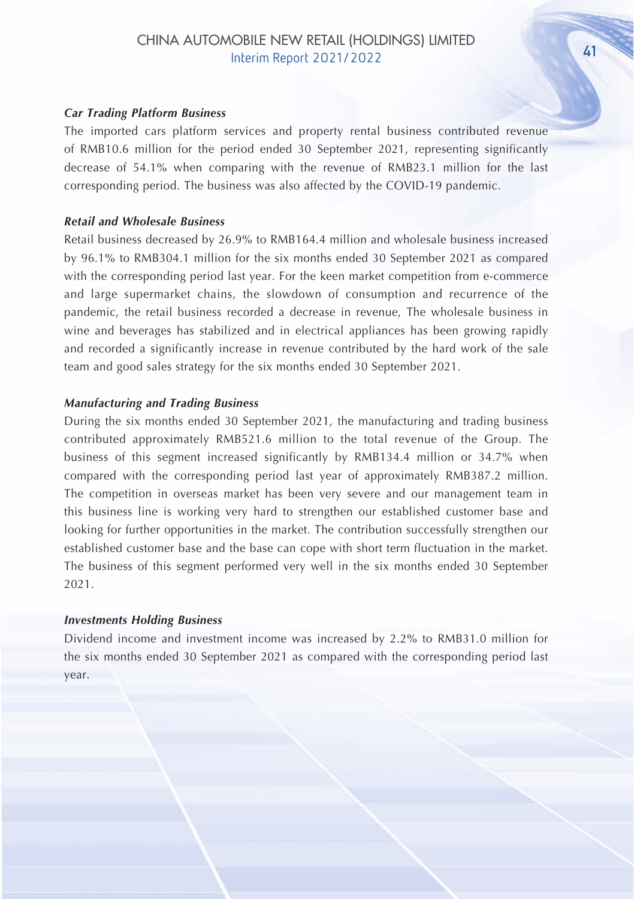***Car Trading Platform Business***

The imported cars platform services and property rental business contributed revenue of RMB10.6 million for the period ended 30 September 2021, representing significantly decrease of 54.1% when comparing with the revenue of RMB23.1 million for the last corresponding period. The business was also affected by the COVID-19 pandemic.

***Retail and Wholesale Business***

Retail business decreased by 26.9% to RMB164.4 million and wholesale business increased by 96.1% to RMB304.1 million for the six months ended 30 September 2021 as compared with the corresponding period last year. For the keen market competition from e-commerce and large supermarket chains, the slowdown of consumption and recurrence of the pandemic, the retail business recorded a decrease in revenue, The wholesale business in wine and beverages has stabilized and in electrical appliances has been growing rapidly and recorded a significantly increase in revenue contributed by the hard work of the sale team and good sales strategy for the six months ended 30 September 2021.

***Manufacturing and Trading Business***

During the six months ended 30 September 2021, the manufacturing and trading business contributed approximately RMB521.6 million to the total revenue of the Group. The business of this segment increased significantly by RMB134.4 million or 34.7% when compared with the corresponding period last year of approximately RMB387.2 million. The competition in overseas market has been very severe and our management team in this business line is working very hard to strengthen our established customer base and looking for further opportunities in the market. The contribution successfully strengthen our established customer base and the base can cope with short term fluctuation in the market. The business of this segment performed very well in the six months ended 30 September 2021.

***Investments Holding Business***

Dividend income and investment income was increased by 2.2% to RMB31.0 million for the six months ended 30 September 2021 as compared with the corresponding period last year.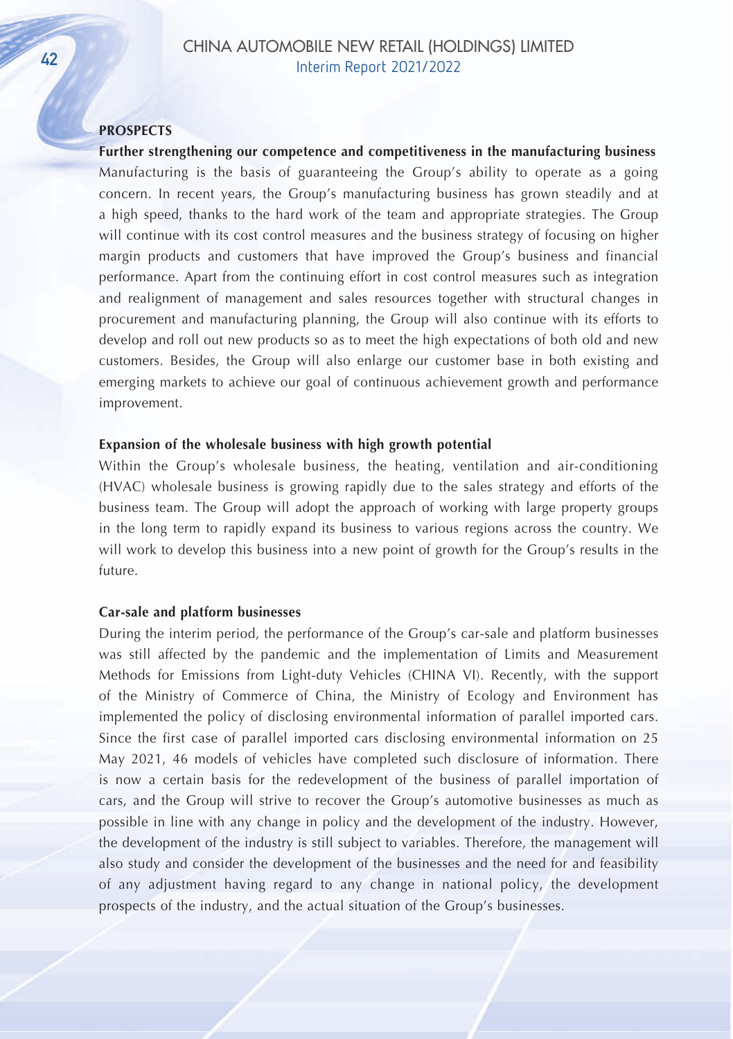## PROSPECTS

### Further strengthening our competence and competitiveness in the manufacturing business

Manufacturing is the basis of guaranteeing the Group's ability to operate as a going concern. In recent years, the Group's manufacturing business has grown steadily and at a high speed, thanks to the hard work of the team and appropriate strategies. The Group will continue with its cost control measures and the business strategy of focusing on higher margin products and customers that have improved the Group's business and financial performance. Apart from the continuing effort in cost control measures such as integration and realignment of management and sales resources together with structural changes in procurement and manufacturing planning, the Group will also continue with its efforts to develop and roll out new products so as to meet the high expectations of both old and new customers. Besides, the Group will also enlarge our customer base in both existing and emerging markets to achieve our goal of continuous achievement growth and performance improvement.

### Expansion of the wholesale business with high growth potential

Within the Group's wholesale business, the heating, ventilation and air-conditioning (HVAC) wholesale business is growing rapidly due to the sales strategy and efforts of the business team. The Group will adopt the approach of working with large property groups in the long term to rapidly expand its business to various regions across the country. We will work to develop this business into a new point of growth for the Group's results in the future.

### Car-sale and platform businesses

During the interim period, the performance of the Group's car-sale and platform businesses was still affected by the pandemic and the implementation of Limits and Measurement Methods for Emissions from Light-duty Vehicles (CHINA VI). Recently, with the support of the Ministry of Commerce of China, the Ministry of Ecology and Environment has implemented the policy of disclosing environmental information of parallel imported cars. Since the first case of parallel imported cars disclosing environmental information on 25 May 2021, 46 models of vehicles have completed such disclosure of information. There is now a certain basis for the redevelopment of the business of parallel importation of cars, and the Group will strive to recover the Group's automotive businesses as much as possible in line with any change in policy and the development of the industry. However, the development of the industry is still subject to variables. Therefore, the management will also study and consider the development of the businesses and the need for and feasibility of any adjustment having regard to any change in national policy, the development prospects of the industry, and the actual situation of the Group's businesses.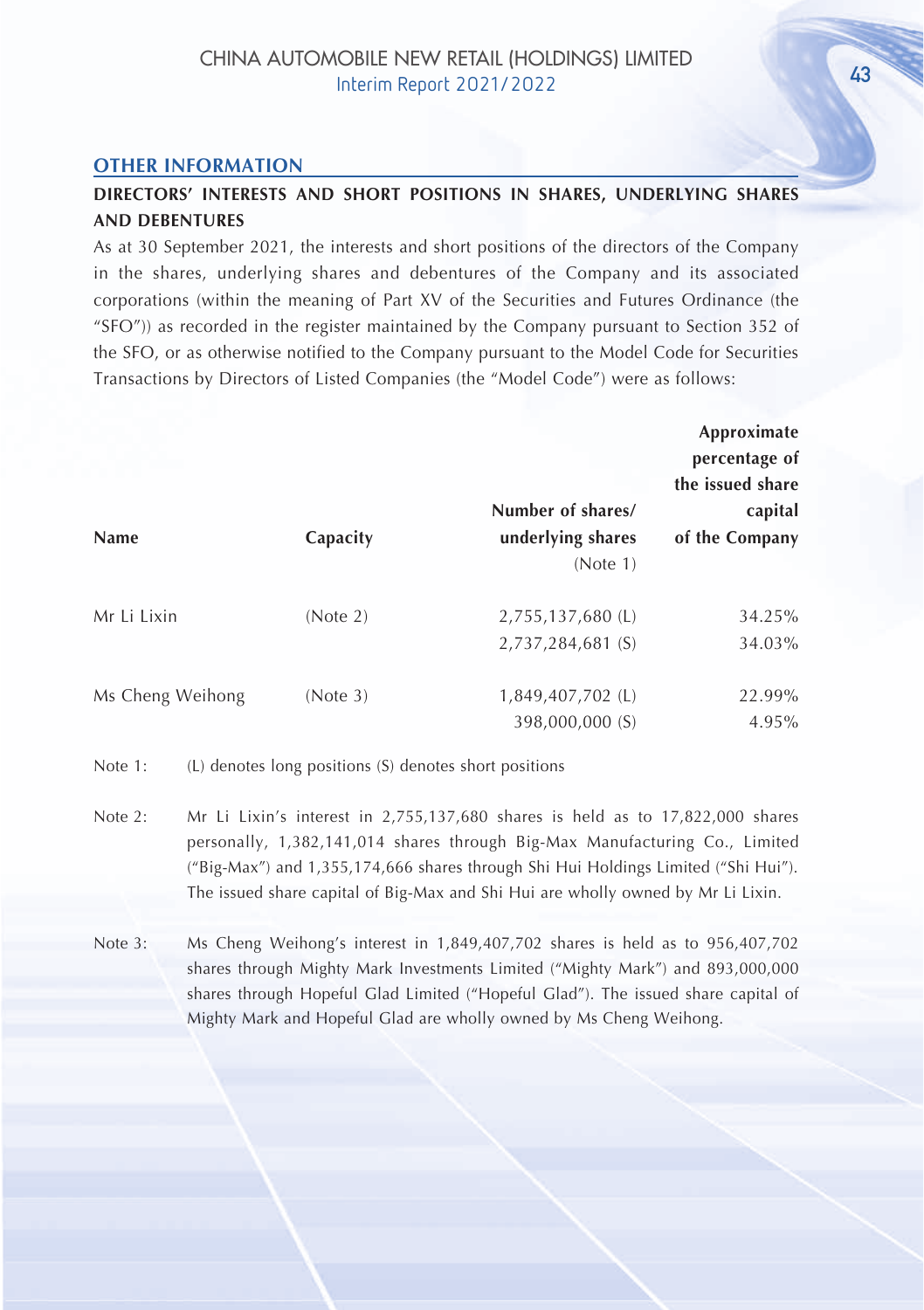## OTHER INFORMATION

### DIRECTORS' INTERESTS AND SHORT POSITIONS IN SHARES, UNDERLYING SHARES AND DEBENTURES

As at 30 September 2021, the interests and short positions of the directors of the Company in the shares, underlying shares and debentures of the Company and its associated corporations (within the meaning of Part XV of the Securities and Futures Ordinance (the "SFO")) as recorded in the register maintained by the Company pursuant to Section 352 of the SFO, or as otherwise notified to the Company pursuant to the Model Code for Securities Transactions by Directors of Listed Companies (the "Model Code") were as follows:

| Name | Capacity | Number of shares/ underlying shares (Note 1) | Approximate percentage of the issued share capital of the Company |
|---|---|---|---|
| Mr Li Lixin | (Note 2) | 2,755,137,680 (L) | 34.25% |
| | | 2,737,284,681 (S) | 34.03% |
| Ms Cheng Weihong | (Note 3) | 1,849,407,702 (L) | 22.99% |
| | | 398,000,000 (S) | 4.95% |

Note 1: (L) denotes long positions (S) denotes short positions

Note 2: Mr Li Lixin's interest in 2,755,137,680 shares is held as to 17,822,000 shares personally, 1,382,141,014 shares through Big-Max Manufacturing Co., Limited ("Big-Max") and 1,355,174,666 shares through Shi Hui Holdings Limited ("Shi Hui"). The issued share capital of Big-Max and Shi Hui are wholly owned by Mr Li Lixin.

Note 3: Ms Cheng Weihong's interest in 1,849,407,702 shares is held as to 956,407,702 shares through Mighty Mark Investments Limited ("Mighty Mark") and 893,000,000 shares through Hopeful Glad Limited ("Hopeful Glad"). The issued share capital of Mighty Mark and Hopeful Glad are wholly owned by Ms Cheng Weihong.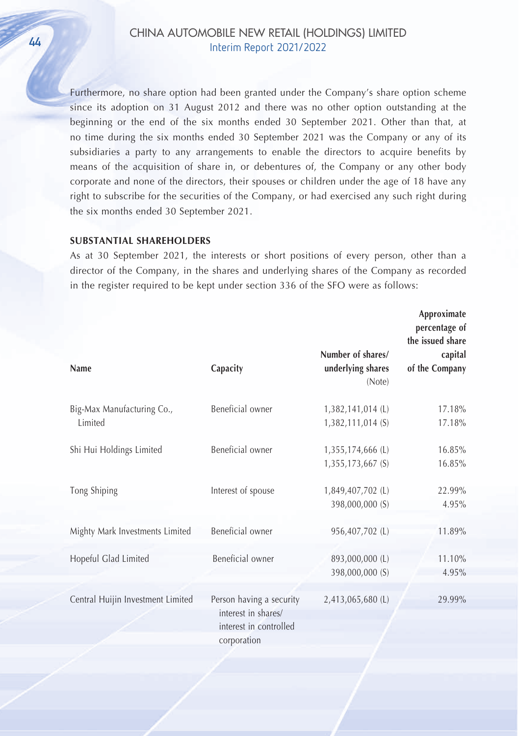Furthermore, no share option had been granted under the Company's share option scheme since its adoption on 31 August 2012 and there was no other option outstanding at the beginning or the end of the six months ended 30 September 2021. Other than that, at no time during the six months ended 30 September 2021 was the Company or any of its subsidiaries a party to any arrangements to enable the directors to acquire benefits by means of the acquisition of share in, or debentures of, the Company or any other body corporate and none of the directors, their spouses or children under the age of 18 have any right to subscribe for the securities of the Company, or had exercised any such right during the six months ended 30 September 2021.

**SUBSTANTIAL SHAREHOLDERS**

As at 30 September 2021, the interests or short positions of every person, other than a director of the Company, in the shares and underlying shares of the Company as recorded in the register required to be kept under section 336 of the SFO were as follows:

| Name | Capacity | Number of shares/ underlying shares (Note) | Approximate percentage of the issued share capital of the Company |
|---|---|---|---|
| Big-Max Manufacturing Co., Limited | Beneficial owner | 1,382,141,014 (L)<br>1,382,111,014 (S) | 17.18%<br>17.18% |
| Shi Hui Holdings Limited | Beneficial owner | 1,355,174,666 (L)<br>1,355,173,667 (S) | 16.85%<br>16.85% |
| Tong Shiping | Interest of spouse | 1,849,407,702 (L)<br>398,000,000 (S) | 22.99%<br>4.95% |
| Mighty Mark Investments Limited | Beneficial owner | 956,407,702 (L) | 11.89% |
| Hopeful Glad Limited | Beneficial owner | 893,000,000 (L)<br>398,000,000 (S) | 11.10%<br>4.95% |
| Central Huijin Investment Limited | Person having a security interest in shares/ interest in controlled corporation | 2,413,065,680 (L) | 29.99% |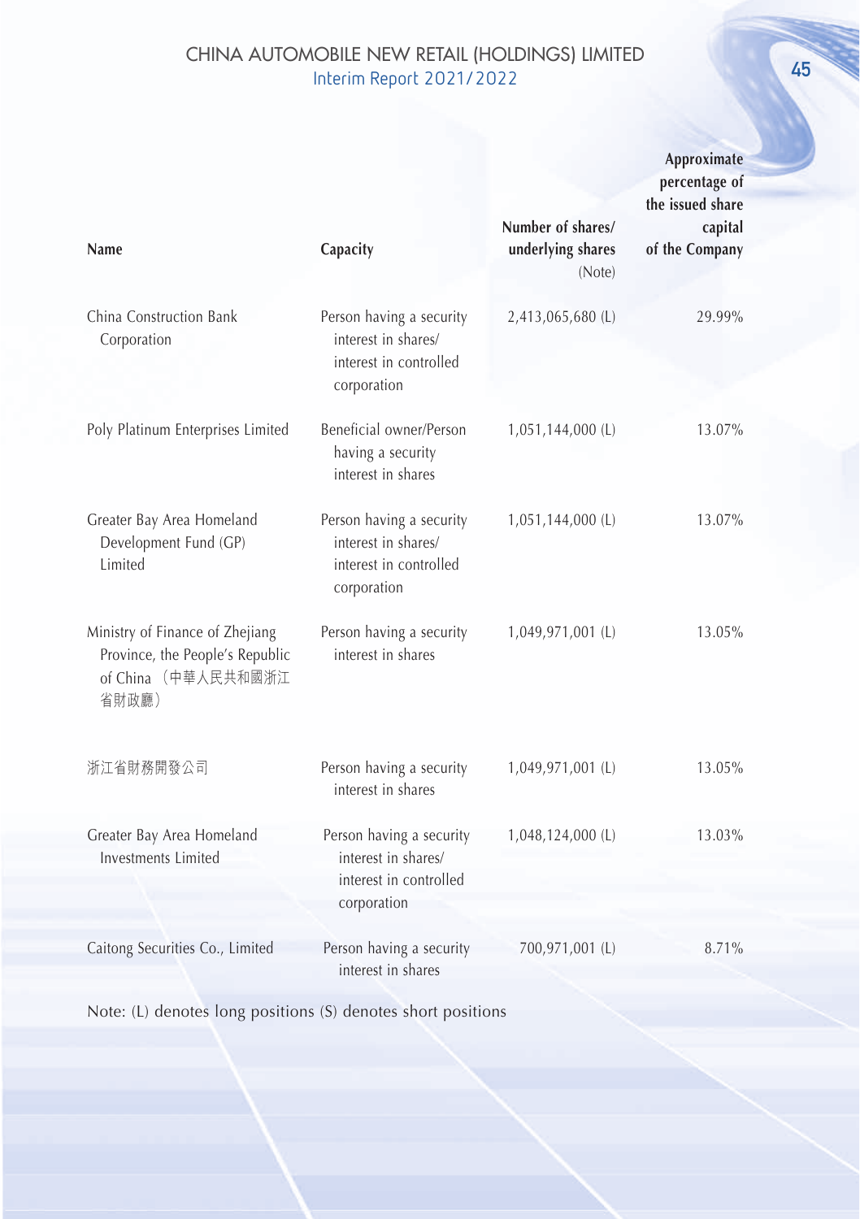| Name | Capacity | Number of shares/ underlying shares (Note) | Approximate percentage of the issued share capital of the Company |
|---|---|---|---|
| China Construction Bank Corporation | Person having a security interest in shares/ interest in controlled corporation | 2,413,065,680 (L) | 29.99% |
| Poly Platinum Enterprises Limited | Beneficial owner/Person having a security interest in shares | 1,051,144,000 (L) | 13.07% |
| Greater Bay Area Homeland Development Fund (GP) Limited | Person having a security interest in shares/ interest in controlled corporation | 1,051,144,000 (L) | 13.07% |
| Ministry of Finance of Zhejiang Province, the People's Republic of China（中華人民共和國浙江省財政廳） | Person having a security interest in shares | 1,049,971,001 (L) | 13.05% |
| 浙江省財務開發公司 | Person having a security interest in shares | 1,049,971,001 (L) | 13.05% |
| Greater Bay Area Homeland Investments Limited | Person having a security interest in shares/ interest in controlled corporation | 1,048,124,000 (L) | 13.03% |
| Caitong Securities Co., Limited | Person having a security interest in shares | 700,971,001 (L) | 8.71% |

Note: (L) denotes long positions (S) denotes short positions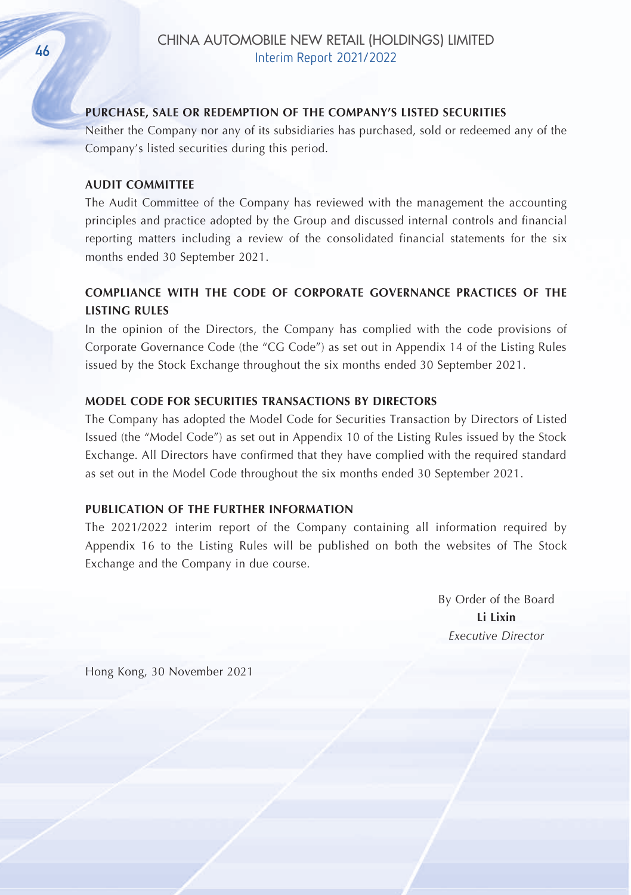## PURCHASE, SALE OR REDEMPTION OF THE COMPANY'S LISTED SECURITIES

Neither the Company nor any of its subsidiaries has purchased, sold or redeemed any of the Company's listed securities during this period.

## AUDIT COMMITTEE

The Audit Committee of the Company has reviewed with the management the accounting principles and practice adopted by the Group and discussed internal controls and financial reporting matters including a review of the consolidated financial statements for the six months ended 30 September 2021.

## COMPLIANCE WITH THE CODE OF CORPORATE GOVERNANCE PRACTICES OF THE LISTING RULES

In the opinion of the Directors, the Company has complied with the code provisions of Corporate Governance Code (the "CG Code") as set out in Appendix 14 of the Listing Rules issued by the Stock Exchange throughout the six months ended 30 September 2021.

## MODEL CODE FOR SECURITIES TRANSACTIONS BY DIRECTORS

The Company has adopted the Model Code for Securities Transaction by Directors of Listed Issued (the "Model Code") as set out in Appendix 10 of the Listing Rules issued by the Stock Exchange. All Directors have confirmed that they have complied with the required standard as set out in the Model Code throughout the six months ended 30 September 2021.

## PUBLICATION OF THE FURTHER INFORMATION

The 2021/2022 interim report of the Company containing all information required by Appendix 16 to the Listing Rules will be published on both the websites of The Stock Exchange and the Company in due course.

By Order of the Board
**Li Lixin**
*Executive Director*

Hong Kong, 30 November 2021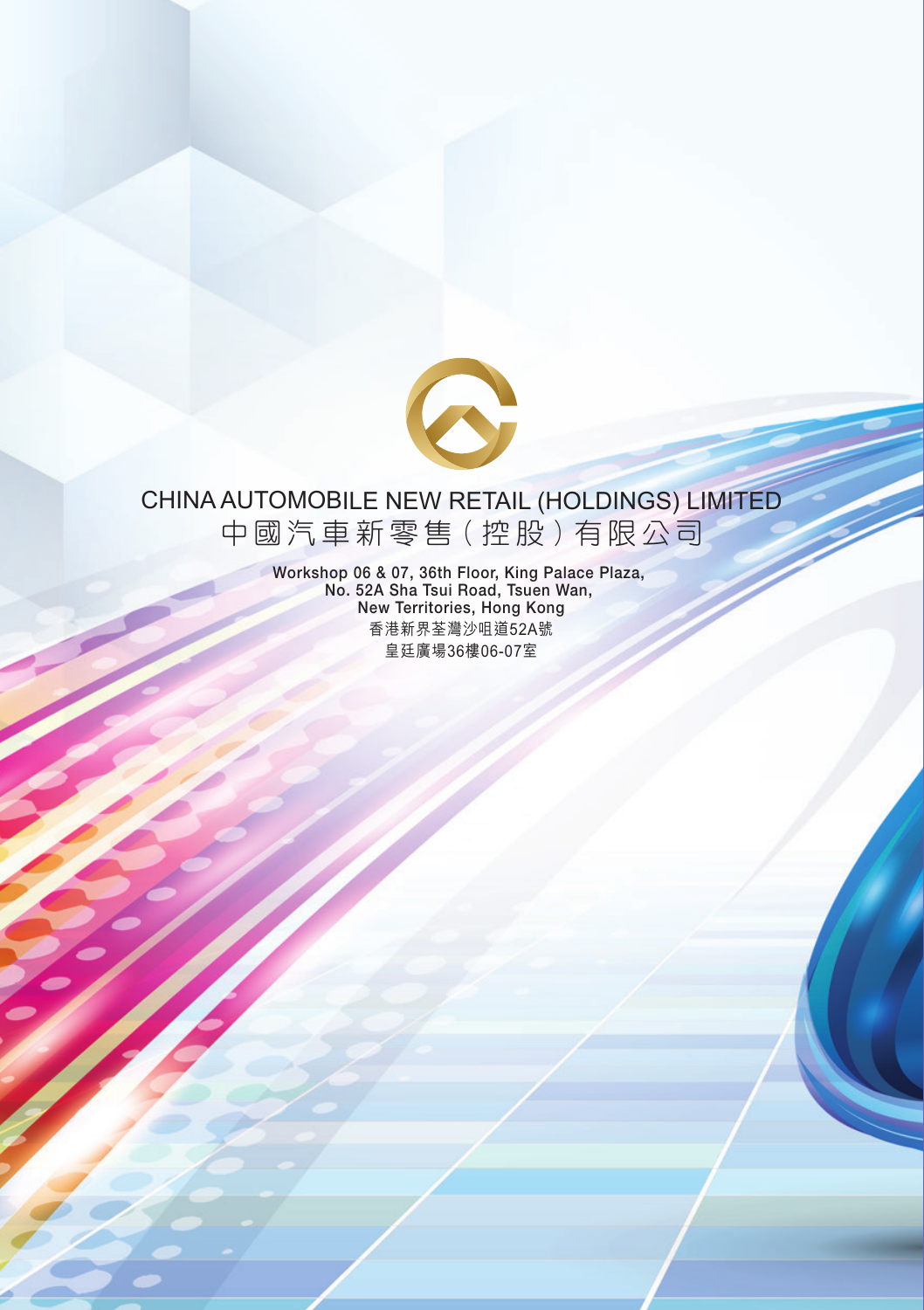CHINA AUTOMOBILE NEW RETAIL (HOLDINGS) LIMITED

中國汽車新零售(控股)有限公司

Workshop 06 & 07, 36th Floor, King Palace Plaza,
No. 52A Sha Tsui Road, Tsuen Wan,
New Territories, Hong Kong
香港新界荃灣沙咀道52A號
皇廷廣場36樓06-07室